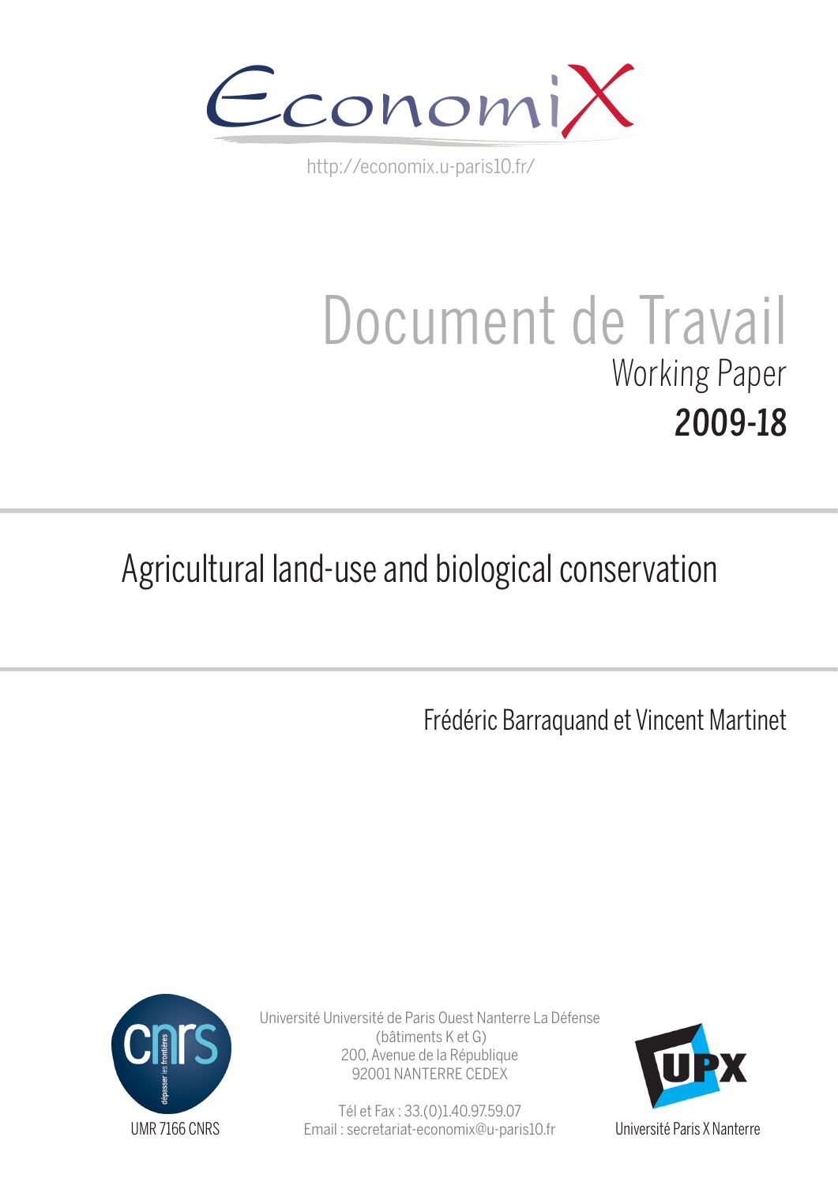EconomiX

http://economix.u-paris10.fr/

# Document de Travail

Working Paper

**2009-18**

## Agricultural land-use and biological conservation

Frédéric Barraquand et Vincent Martinet

Université Université de Paris Ouest Nanterre La Défense
(bâtiments K et G)
200, Avenue de la République
92001 NANTERRE CEDEX

Tél et Fax : 33.(0)1.40.97.59.07
Email : secretariat-economix@u-paris10.fr

UMR 7166 CNRS

Université Paris X Nanterre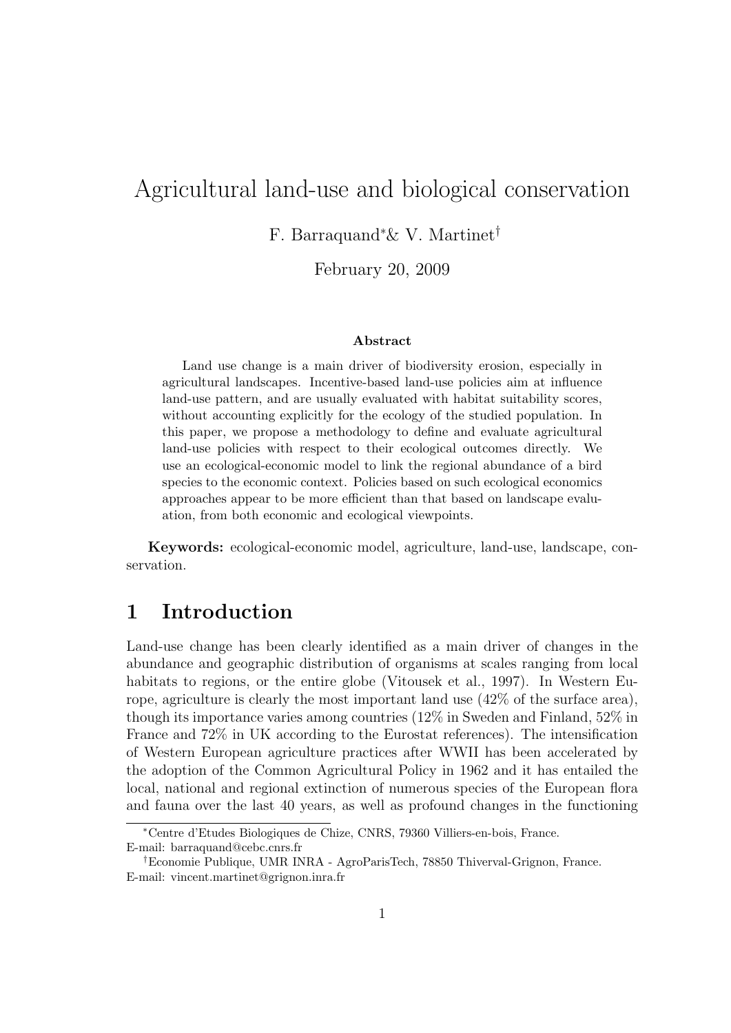# Agricultural land-use and biological conservation

F. Barraquand[*] & V. Martinet[†]

February 20, 2009

#### Abstract

Land use change is a main driver of biodiversity erosion, especially in agricultural landscapes. Incentive-based land-use policies aim at influence land-use pattern, and are usually evaluated with habitat suitability scores, without accounting explicitly for the ecology of the studied population. In this paper, we propose a methodology to define and evaluate agricultural land-use policies with respect to their ecological outcomes directly. We use an ecological-economic model to link the regional abundance of a bird species to the economic context. Policies based on such ecological economics approaches appear to be more efficient than that based on landscape evaluation, from both economic and ecological viewpoints.

**Keywords:** ecological-economic model, agriculture, land-use, landscape, conservation.

## 1 Introduction

Land-use change has been clearly identified as a main driver of changes in the abundance and geographic distribution of organisms at scales ranging from local habitats to regions, or the entire globe (Vitousek et al., 1997). In Western Europe, agriculture is clearly the most important land use (42% of the surface area), though its importance varies among countries (12% in Sweden and Finland, 52% in France and 72% in UK according to the Eurostat references). The intensification of Western European agriculture practices after WWII has been accelerated by the adoption of the Common Agricultural Policy in 1962 and it has entailed the local, national and regional extinction of numerous species of the European flora and fauna over the last 40 years, as well as profound changes in the functioning

---

[*] Centre d'Etudes Biologiques de Chize, CNRS, 79360 Villiers-en-bois, France. E-mail: barraquand@cebc.cnrs.fr

[†] Economie Publique, UMR INRA - AgroParisTech, 78850 Thiverval-Grignon, France. E-mail: vincent.martinet@grignon.inra.fr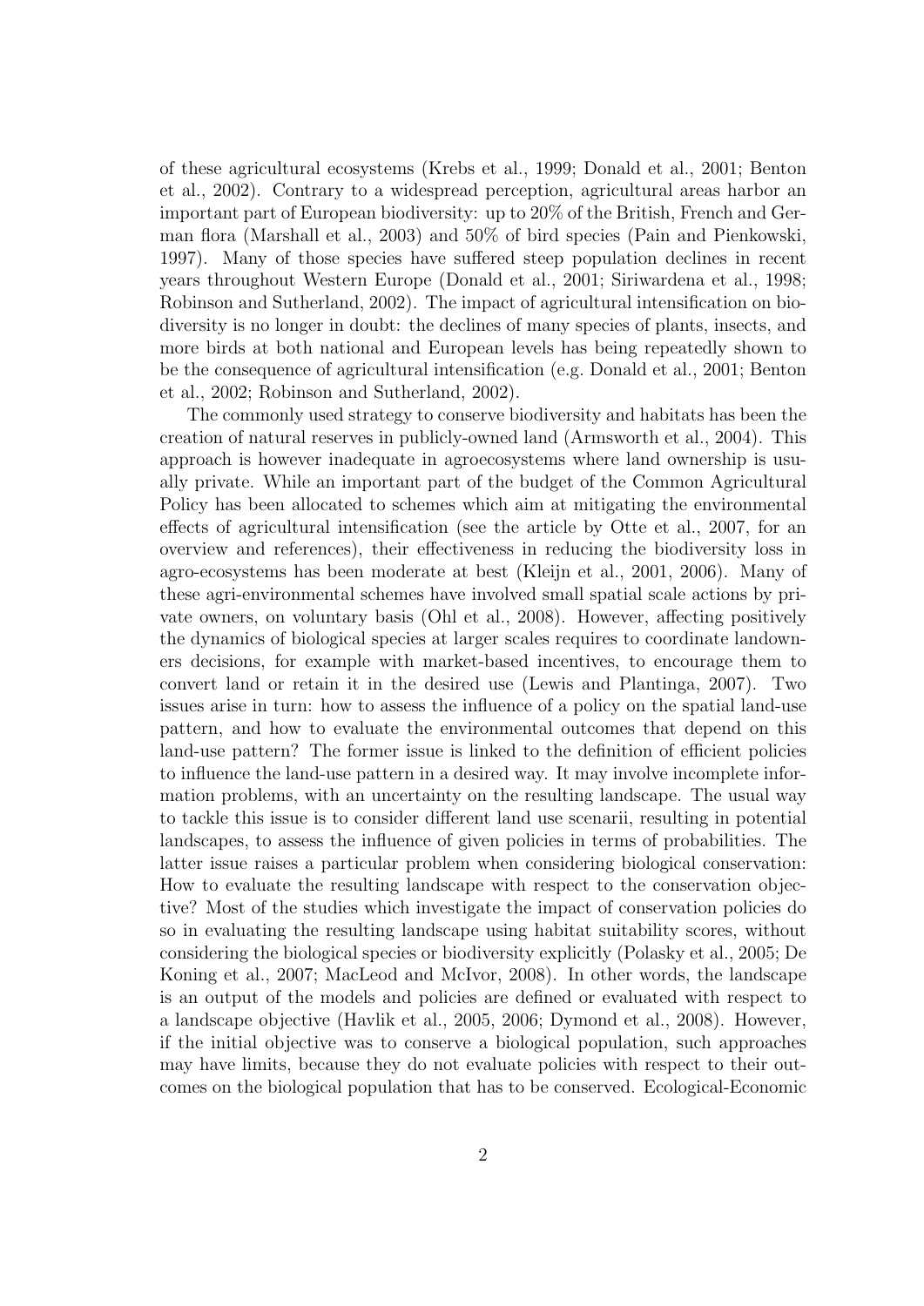of these agricultural ecosystems (Krebs et al., 1999; Donald et al., 2001; Benton et al., 2002). Contrary to a widespread perception, agricultural areas harbor an important part of European biodiversity: up to 20% of the British, French and German flora (Marshall et al., 2003) and 50% of bird species (Pain and Pienkowski, 1997). Many of those species have suffered steep population declines in recent years throughout Western Europe (Donald et al., 2001; Siriwardena et al., 1998; Robinson and Sutherland, 2002). The impact of agricultural intensification on biodiversity is no longer in doubt: the declines of many species of plants, insects, and more birds at both national and European levels has being repeatedly shown to be the consequence of agricultural intensification (e.g. Donald et al., 2001; Benton et al., 2002; Robinson and Sutherland, 2002).

The commonly used strategy to conserve biodiversity and habitats has been the creation of natural reserves in publicly-owned land (Armsworth et al., 2004). This approach is however inadequate in agroecosystems where land ownership is usually private. While an important part of the budget of the Common Agricultural Policy has been allocated to schemes which aim at mitigating the environmental effects of agricultural intensification (see the article by Otte et al., 2007, for an overview and references), their effectiveness in reducing the biodiversity loss in agro-ecosystems has been moderate at best (Kleijn et al., 2001, 2006). Many of these agri-environmental schemes have involved small spatial scale actions by private owners, on voluntary basis (Ohl et al., 2008). However, affecting positively the dynamics of biological species at larger scales requires to coordinate landowners decisions, for example with market-based incentives, to encourage them to convert land or retain it in the desired use (Lewis and Plantinga, 2007). Two issues arise in turn: how to assess the influence of a policy on the spatial land-use pattern, and how to evaluate the environmental outcomes that depend on this land-use pattern? The former issue is linked to the definition of efficient policies to influence the land-use pattern in a desired way. It may involve incomplete information problems, with an uncertainty on the resulting landscape. The usual way to tackle this issue is to consider different land use scenarii, resulting in potential landscapes, to assess the influence of given policies in terms of probabilities. The latter issue raises a particular problem when considering biological conservation: How to evaluate the resulting landscape with respect to the conservation objective? Most of the studies which investigate the impact of conservation policies do so in evaluating the resulting landscape using habitat suitability scores, without considering the biological species or biodiversity explicitly (Polasky et al., 2005; De Koning et al., 2007; MacLeod and McIvor, 2008). In other words, the landscape is an output of the models and policies are defined or evaluated with respect to a landscape objective (Havlik et al., 2005, 2006; Dymond et al., 2008). However, if the initial objective was to conserve a biological population, such approaches may have limits, because they do not evaluate policies with respect to their outcomes on the biological population that has to be conserved. Ecological-Economic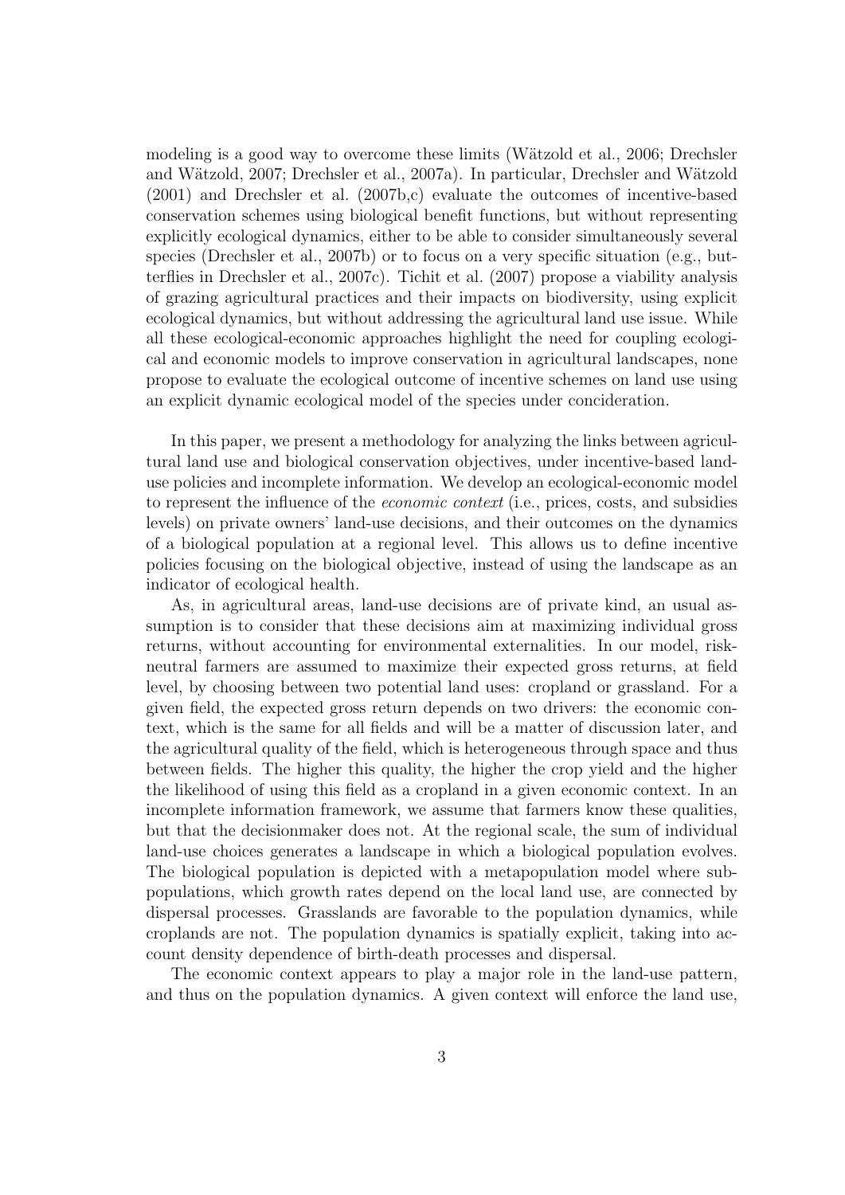modeling is a good way to overcome these limits (Wätzold et al., 2006; Drechsler and Wätzold, 2007; Drechsler et al., 2007a). In particular, Drechsler and Wätzold (2001) and Drechsler et al. (2007b,c) evaluate the outcomes of incentive-based conservation schemes using biological benefit functions, but without representing explicitly ecological dynamics, either to be able to consider simultaneously several species (Drechsler et al., 2007b) or to focus on a very specific situation (e.g., butterflies in Drechsler et al., 2007c). Tichit et al. (2007) propose a viability analysis of grazing agricultural practices and their impacts on biodiversity, using explicit ecological dynamics, but without addressing the agricultural land use issue. While all these ecological-economic approaches highlight the need for coupling ecological and economic models to improve conservation in agricultural landscapes, none propose to evaluate the ecological outcome of incentive schemes on land use using an explicit dynamic ecological model of the species under concideration.

In this paper, we present a methodology for analyzing the links between agricultural land use and biological conservation objectives, under incentive-based land-use policies and incomplete information. We develop an ecological-economic model to represent the influence of the *economic context* (i.e., prices, costs, and subsidies levels) on private owners' land-use decisions, and their outcomes on the dynamics of a biological population at a regional level. This allows us to define incentive policies focusing on the biological objective, instead of using the landscape as an indicator of ecological health.

As, in agricultural areas, land-use decisions are of private kind, an usual assumption is to consider that these decisions aim at maximizing individual gross returns, without accounting for environmental externalities. In our model, risk-neutral farmers are assumed to maximize their expected gross returns, at field level, by choosing between two potential land uses: cropland or grassland. For a given field, the expected gross return depends on two drivers: the economic context, which is the same for all fields and will be a matter of discussion later, and the agricultural quality of the field, which is heterogeneous through space and thus between fields. The higher this quality, the higher the crop yield and the higher the likelihood of using this field as a cropland in a given economic context. In an incomplete information framework, we assume that farmers know these qualities, but that the decisionmaker does not. At the regional scale, the sum of individual land-use choices generates a landscape in which a biological population evolves. The biological population is depicted with a metapopulation model where sub-populations, which growth rates depend on the local land use, are connected by dispersal processes. Grasslands are favorable to the population dynamics, while croplands are not. The population dynamics is spatially explicit, taking into account density dependence of birth-death processes and dispersal.

The economic context appears to play a major role in the land-use pattern, and thus on the population dynamics. A given context will enforce the land use,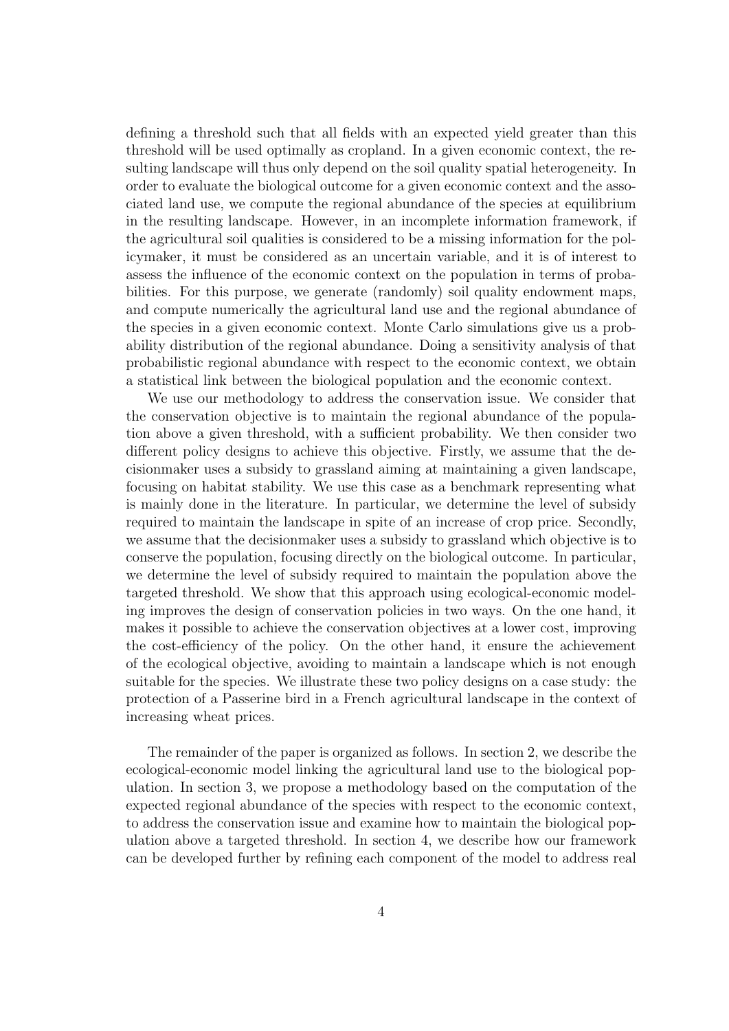defining a threshold such that all fields with an expected yield greater than this threshold will be used optimally as cropland. In a given economic context, the resulting landscape will thus only depend on the soil quality spatial heterogeneity. In order to evaluate the biological outcome for a given economic context and the associated land use, we compute the regional abundance of the species at equilibrium in the resulting landscape. However, in an incomplete information framework, if the agricultural soil qualities is considered to be a missing information for the policymaker, it must be considered as an uncertain variable, and it is of interest to assess the influence of the economic context on the population in terms of probabilities. For this purpose, we generate (randomly) soil quality endowment maps, and compute numerically the agricultural land use and the regional abundance of the species in a given economic context. Monte Carlo simulations give us a probability distribution of the regional abundance. Doing a sensitivity analysis of that probabilistic regional abundance with respect to the economic context, we obtain a statistical link between the biological population and the economic context.

We use our methodology to address the conservation issue. We consider that the conservation objective is to maintain the regional abundance of the population above a given threshold, with a sufficient probability. We then consider two different policy designs to achieve this objective. Firstly, we assume that the decisionmaker uses a subsidy to grassland aiming at maintaining a given landscape, focusing on habitat stability. We use this case as a benchmark representing what is mainly done in the literature. In particular, we determine the level of subsidy required to maintain the landscape in spite of an increase of crop price. Secondly, we assume that the decisionmaker uses a subsidy to grassland which objective is to conserve the population, focusing directly on the biological outcome. In particular, we determine the level of subsidy required to maintain the population above the targeted threshold. We show that this approach using ecological-economic modeling improves the design of conservation policies in two ways. On the one hand, it makes it possible to achieve the conservation objectives at a lower cost, improving the cost-efficiency of the policy. On the other hand, it ensure the achievement of the ecological objective, avoiding to maintain a landscape which is not enough suitable for the species. We illustrate these two policy designs on a case study: the protection of a Passerine bird in a French agricultural landscape in the context of increasing wheat prices.

The remainder of the paper is organized as follows. In section 2, we describe the ecological-economic model linking the agricultural land use to the biological population. In section 3, we propose a methodology based on the computation of the expected regional abundance of the species with respect to the economic context, to address the conservation issue and examine how to maintain the biological population above a targeted threshold. In section 4, we describe how our framework can be developed further by refining each component of the model to address real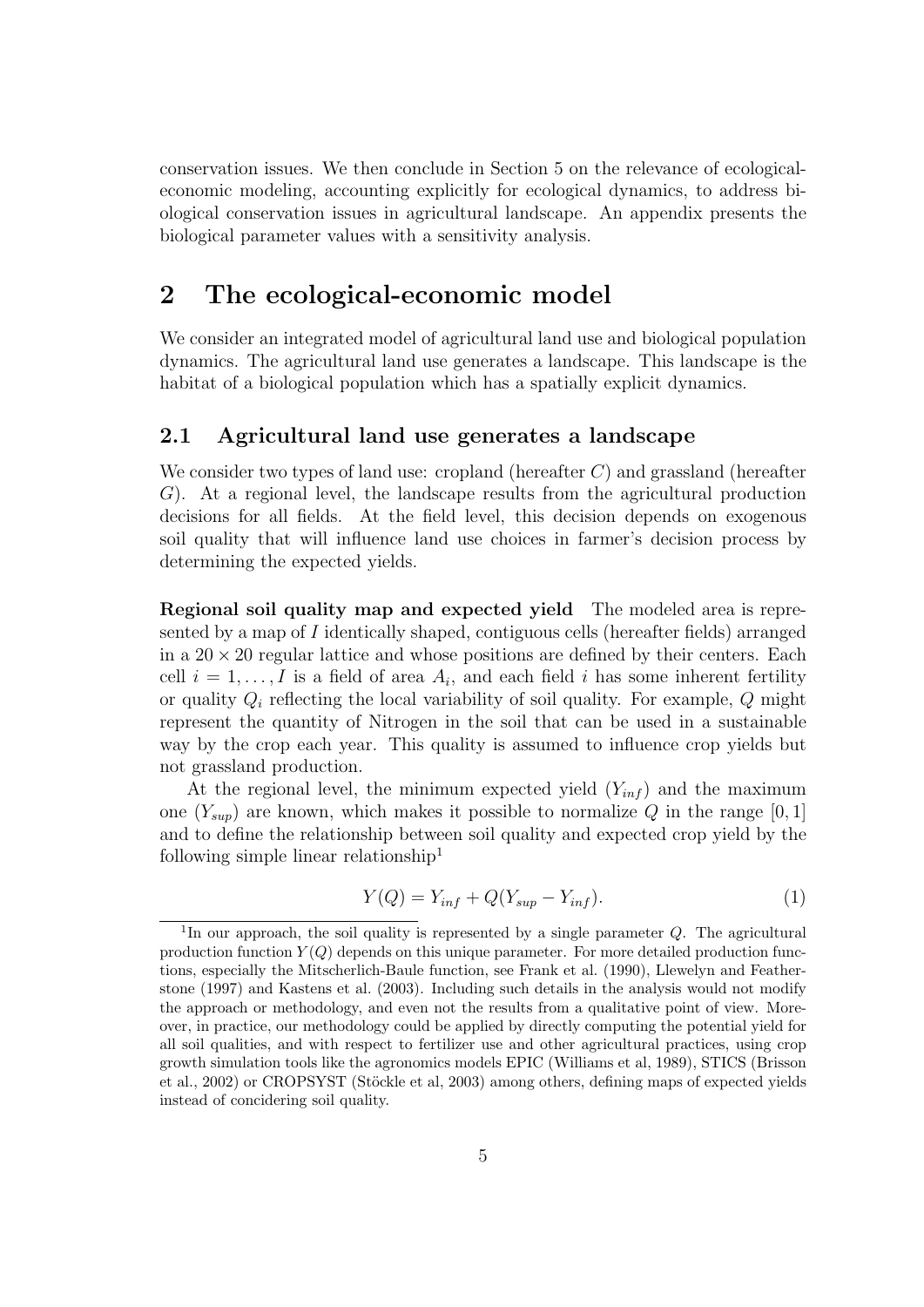conservation issues. We then conclude in Section 5 on the relevance of ecological-economic modeling, accounting explicitly for ecological dynamics, to address biological conservation issues in agricultural landscape. An appendix presents the biological parameter values with a sensitivity analysis.

## 2 The ecological-economic model

We consider an integrated model of agricultural land use and biological population dynamics. The agricultural land use generates a landscape. This landscape is the habitat of a biological population which has a spatially explicit dynamics.

### 2.1 Agricultural land use generates a landscape

We consider two types of land use: cropland (hereafter $C$) and grassland (hereafter $G$). At a regional level, the landscape results from the agricultural production decisions for all fields. At the field level, this decision depends on exogenous soil quality that will influence land use choices in farmer's decision process by determining the expected yields.

**Regional soil quality map and expected yield** The modeled area is represented by a map of $I$ identically shaped, contiguous cells (hereafter fields) arranged in a $20 \times 20$ regular lattice and whose positions are defined by their centers. Each cell $i = 1, \ldots, I$ is a field of area $A_i$, and each field $i$ has some inherent fertility or quality $Q_i$ reflecting the local variability of soil quality. For example, $Q$ might represent the quantity of Nitrogen in the soil that can be used in a sustainable way by the crop each year. This quality is assumed to influence crop yields but not grassland production.

At the regional level, the minimum expected yield ($Y_{inf}$) and the maximum one ($Y_{sup}$) are known, which makes it possible to normalize $Q$ in the range $[0, 1]$ and to define the relationship between soil quality and expected crop yield by the following simple linear relationship[1]

$$Y(Q) = Y_{inf} + Q(Y_{sup} - Y_{inf}). \tag{1}$$

[1]In our approach, the soil quality is represented by a single parameter $Q$. The agricultural production function $Y(Q)$ depends on this unique parameter. For more detailed production functions, especially the Mitscherlich-Baule function, see Frank et al. (1990), Llewelyn and Featherstone (1997) and Kastens et al. (2003). Including such details in the analysis would not modify the approach or methodology, and even not the results from a qualitative point of view. Moreover, in practice, our methodology could be applied by directly computing the potential yield for all soil qualities, and with respect to fertilizer use and other agricultural practices, using crop growth simulation tools like the agronomics models EPIC (Williams et al, 1989), STICS (Brisson et al., 2002) or CROPSYST (Stöckle et al, 2003) among others, defining maps of expected yields instead of concidering soil quality.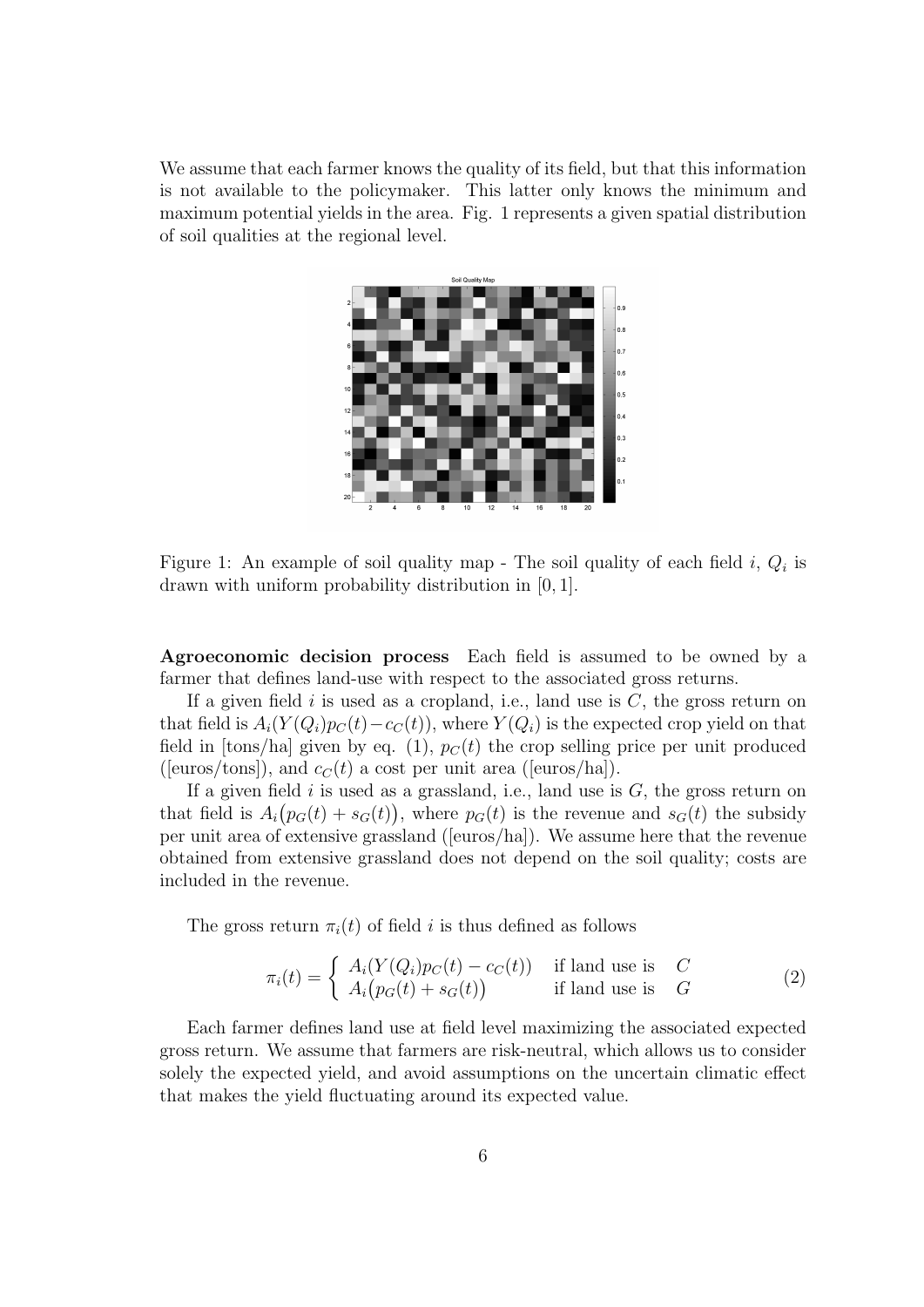We assume that each farmer knows the quality of its field, but that this information is not available to the policymaker. This latter only knows the minimum and maximum potential yields in the area. Fig. 1 represents a given spatial distribution of soil qualities at the regional level.

Figure 1: An example of soil quality map - The soil quality of each field $i$, $Q_i$ is drawn with uniform probability distribution in $[0, 1]$.

**Agroeconomic decision process** Each field is assumed to be owned by a farmer that defines land-use with respect to the associated gross returns.

If a given field $i$ is used as a cropland, i.e., land use is $C$, the gross return on that field is $A_i(Y(Q_i)p_C(t) - c_C(t))$, where $Y(Q_i)$ is the expected crop yield on that field in [tons/ha] given by eq. (1), $p_C(t)$ the crop selling price per unit produced ([euros/tons]), and $c_C(t)$ a cost per unit area ([euros/ha]).

If a given field $i$ is used as a grassland, i.e., land use is $G$, the gross return on that field is $A_i\big(p_G(t) + s_G(t)\big)$, where $p_G(t)$ is the revenue and $s_G(t)$ the subsidy per unit area of extensive grassland ([euros/ha]). We assume here that the revenue obtained from extensive grassland does not depend on the soil quality; costs are included in the revenue.

The gross return $\pi_i(t)$ of field $i$ is thus defined as follows

$$\pi_i(t) = \begin{cases} A_i(Y(Q_i)p_C(t) - c_C(t)) & \text{if land use is } \quad C \\ A_i\big(p_G(t) + s_G(t)\big) & \text{if land use is } \quad G \end{cases} \tag{2}$$

Each farmer defines land use at field level maximizing the associated expected gross return. We assume that farmers are risk-neutral, which allows us to consider solely the expected yield, and avoid assumptions on the uncertain climatic effect that makes the yield fluctuating around its expected value.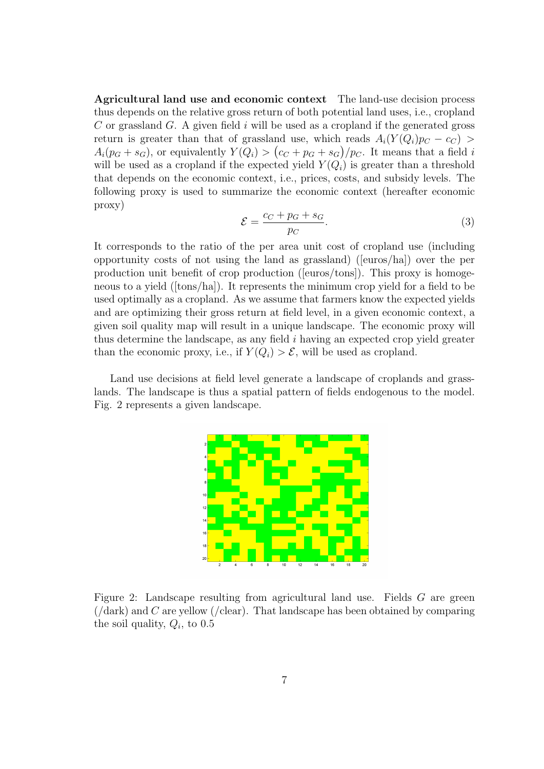**Agricultural land use and economic context** The land-use decision process thus depends on the relative gross return of both potential land uses, i.e., cropland $C$ or grassland $G$. A given field $i$ will be used as a cropland if the generated gross return is greater than that of grassland use, which reads $A_i(Y(Q_i)p_C - c_C) > A_i(p_G + s_G)$, or equivalently $Y(Q_i) > \big(c_C + p_G + s_G\big)/p_C$. It means that a field $i$ will be used as a cropland if the expected yield $Y(Q_i)$ is greater than a threshold that depends on the economic context, i.e., prices, costs, and subsidy levels. The following proxy is used to summarize the economic context (hereafter economic proxy)

$$\mathcal{E} = \frac{c_C + p_G + s_G}{p_C}. \tag{3}$$

It corresponds to the ratio of the per area unit cost of cropland use (including opportunity costs of not using the land as grassland) ([euros/ha]) over the per production unit benefit of crop production ([euros/tons]). This proxy is homogeneous to a yield ([tons/ha]). It represents the minimum crop yield for a field to be used optimally as a cropland. As we assume that farmers know the expected yields and are optimizing their gross return at field level, in a given economic context, a given soil quality map will result in a unique landscape. The economic proxy will thus determine the landscape, as any field $i$ having an expected crop yield greater than the economic proxy, i.e., if $Y(Q_i) > \mathcal{E}$, will be used as cropland.

Land use decisions at field level generate a landscape of croplands and grasslands. The landscape is thus a spatial pattern of fields endogenous to the model. Fig. 2 represents a given landscape.

Figure 2: Landscape resulting from agricultural land use. Fields $G$ are green (/dark) and $C$ are yellow (/clear). That landscape has been obtained by comparing the soil quality, $Q_i$, to 0.5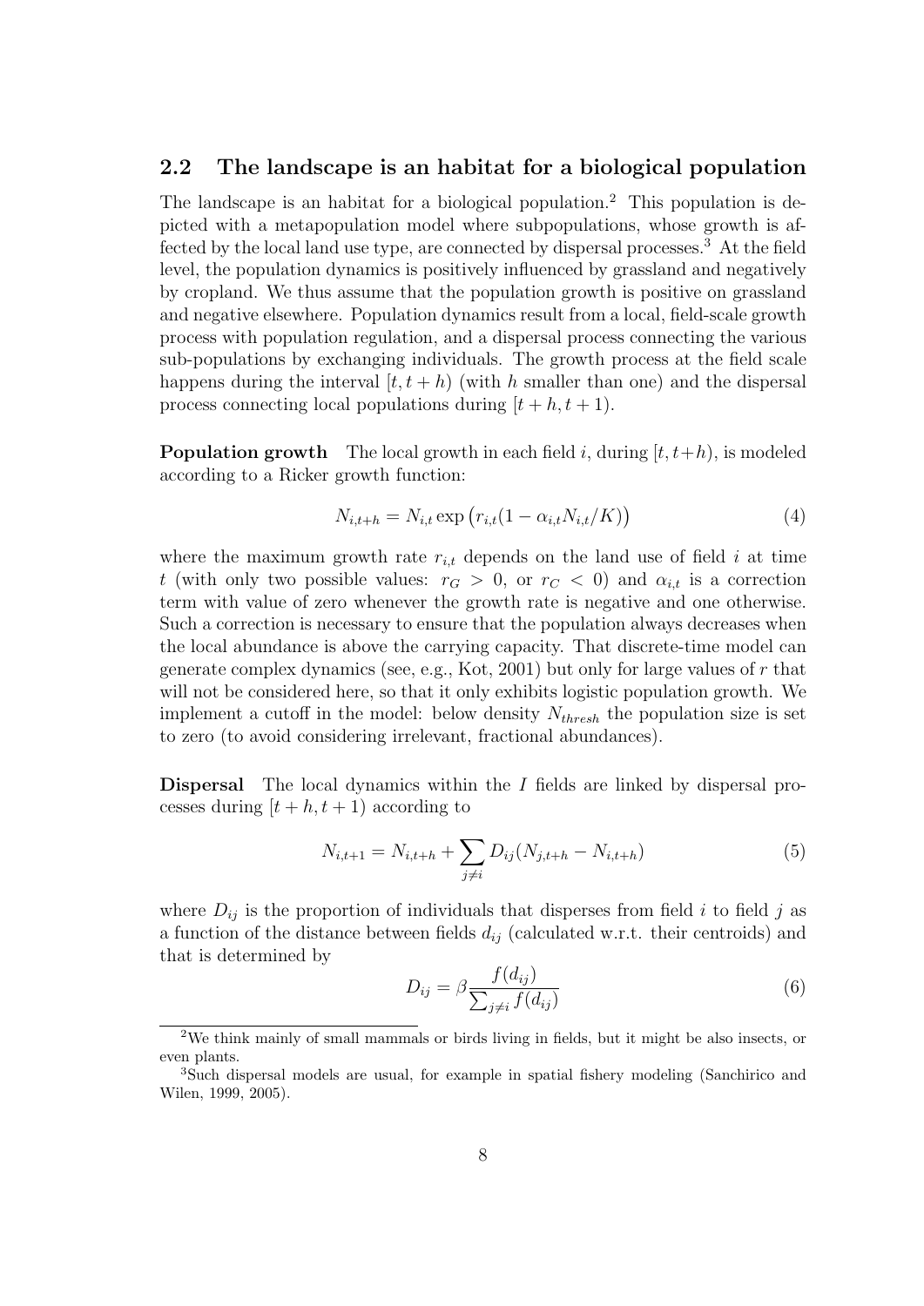## 2.2 The landscape is an habitat for a biological population

The landscape is an habitat for a biological population.[2] This population is depicted with a metapopulation model where subpopulations, whose growth is affected by the local land use type, are connected by dispersal processes.[3] At the field level, the population dynamics is positively influenced by grassland and negatively by cropland. We thus assume that the population growth is positive on grassland and negative elsewhere. Population dynamics result from a local, field-scale growth process with population regulation, and a dispersal process connecting the various sub-populations by exchanging individuals. The growth process at the field scale happens during the interval $[t, t+h)$ (with $h$ smaller than one) and the dispersal process connecting local populations during $[t+h, t+1)$.

**Population growth** The local growth in each field $i$, during $[t, t+h)$, is modeled according to a Ricker growth function:

$$N_{i,t+h} = N_{i,t} \exp\left(r_{i,t}(1 - \alpha_{i,t} N_{i,t}/K)\right) \tag{4}$$

where the maximum growth rate $r_{i,t}$ depends on the land use of field $i$ at time $t$ (with only two possible values: $r_G > 0$, or $r_C < 0$) and $\alpha_{i,t}$ is a correction term with value of zero whenever the growth rate is negative and one otherwise. Such a correction is necessary to ensure that the population always decreases when the local abundance is above the carrying capacity. That discrete-time model can generate complex dynamics (see, e.g., Kot, 2001) but only for large values of $r$ that will not be considered here, so that it only exhibits logistic population growth. We implement a cutoff in the model: below density $N_{thresh}$ the population size is set to zero (to avoid considering irrelevant, fractional abundances).

**Dispersal** The local dynamics within the $I$ fields are linked by dispersal processes during $[t+h, t+1)$ according to

$$N_{i,t+1} = N_{i,t+h} + \sum_{j \neq i} D_{ij}(N_{j,t+h} - N_{i,t+h}) \tag{5}$$

where $D_{ij}$ is the proportion of individuals that disperses from field $i$ to field $j$ as a function of the distance between fields $d_{ij}$ (calculated w.r.t. their centroids) and that is determined by

$$D_{ij} = \beta \frac{f(d_{ij})}{\sum_{j \neq i} f(d_{ij})} \tag{6}$$

[2] We think mainly of small mammals or birds living in fields, but it might be also insects, or even plants.

[3] Such dispersal models are usual, for example in spatial fishery modeling (Sanchirico and Wilen, 1999, 2005).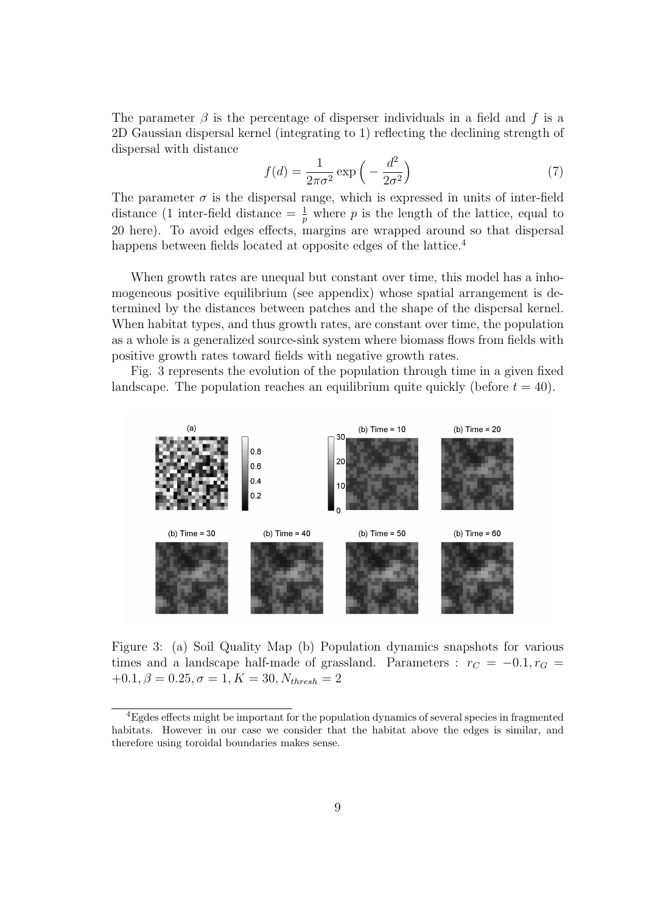The parameter $\beta$ is the percentage of disperser individuals in a field and $f$ is a 2D Gaussian dispersal kernel (integrating to 1) reflecting the declining strength of dispersal with distance

$$f(d) = \frac{1}{2\pi\sigma^2} \exp\Big( - \frac{d^2}{2\sigma^2}\Big) \tag{7}$$

The parameter $\sigma$ is the dispersal range, which is expressed in units of inter-field distance (1 inter-field distance $= \frac{1}{p}$ where $p$ is the length of the lattice, equal to 20 here). To avoid edges effects, margins are wrapped around so that dispersal happens between fields located at opposite edges of the lattice.[4]

When growth rates are unequal but constant over time, this model has a inhomogeneous positive equilibrium (see appendix) whose spatial arrangement is determined by the distances between patches and the shape of the dispersal kernel. When habitat types, and thus growth rates, are constant over time, the population as a whole is a generalized source-sink system where biomass flows from fields with positive growth rates toward fields with negative growth rates.

Fig. 3 represents the evolution of the population through time in a given fixed landscape. The population reaches an equilibrium quite quickly (before $t = 40$).

Figure 3: (a) Soil Quality Map (b) Population dynamics snapshots for various times and a landscape half-made of grassland. Parameters : $r_C = -0.1, r_G = +0.1, \beta = 0.25, \sigma = 1, K = 30, N_{thresh} = 2$

[4] Egdes effects might be important for the population dynamics of several species in fragmented habitats. However in our case we consider that the habitat above the edges is similar, and therefore using toroidal boundaries makes sense.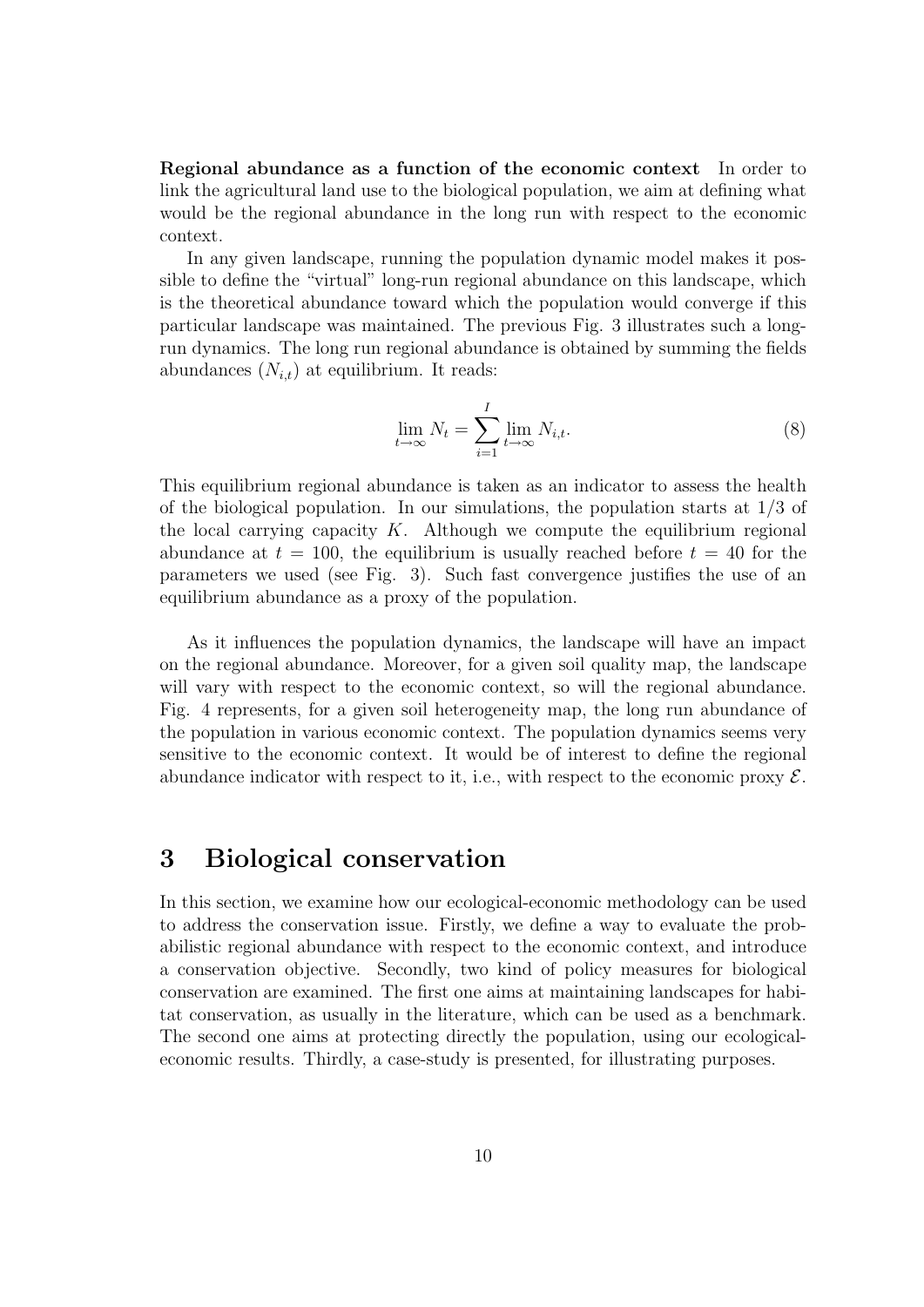**Regional abundance as a function of the economic context** In order to link the agricultural land use to the biological population, we aim at defining what would be the regional abundance in the long run with respect to the economic context.

In any given landscape, running the population dynamic model makes it possible to define the "virtual" long-run regional abundance on this landscape, which is the theoretical abundance toward which the population would converge if this particular landscape was maintained. The previous Fig. 3 illustrates such a long-run dynamics. The long run regional abundance is obtained by summing the fields abundances ($N_{i,t}$) at equilibrium. It reads:

$$\lim_{t\to\infty} N_t = \sum_{i=1}^{I} \lim_{t\to\infty} N_{i,t}. \tag{8}$$

This equilibrium regional abundance is taken as an indicator to assess the health of the biological population. In our simulations, the population starts at 1/3 of the local carrying capacity $K$. Although we compute the equilibrium regional abundance at $t = 100$, the equilibrium is usually reached before $t = 40$ for the parameters we used (see Fig. 3). Such fast convergence justifies the use of an equilibrium abundance as a proxy of the population.

As it influences the population dynamics, the landscape will have an impact on the regional abundance. Moreover, for a given soil quality map, the landscape will vary with respect to the economic context, so will the regional abundance. Fig. 4 represents, for a given soil heterogeneity map, the long run abundance of the population in various economic context. The population dynamics seems very sensitive to the economic context. It would be of interest to define the regional abundance indicator with respect to it, i.e., with respect to the economic proxy $\mathcal{E}$.

# 3 Biological conservation

In this section, we examine how our ecological-economic methodology can be used to address the conservation issue. Firstly, we define a way to evaluate the probabilistic regional abundance with respect to the economic context, and introduce a conservation objective. Secondly, two kind of policy measures for biological conservation are examined. The first one aims at maintaining landscapes for habitat conservation, as usually in the literature, which can be used as a benchmark. The second one aims at protecting directly the population, using our ecological-economic results. Thirdly, a case-study is presented, for illustrating purposes.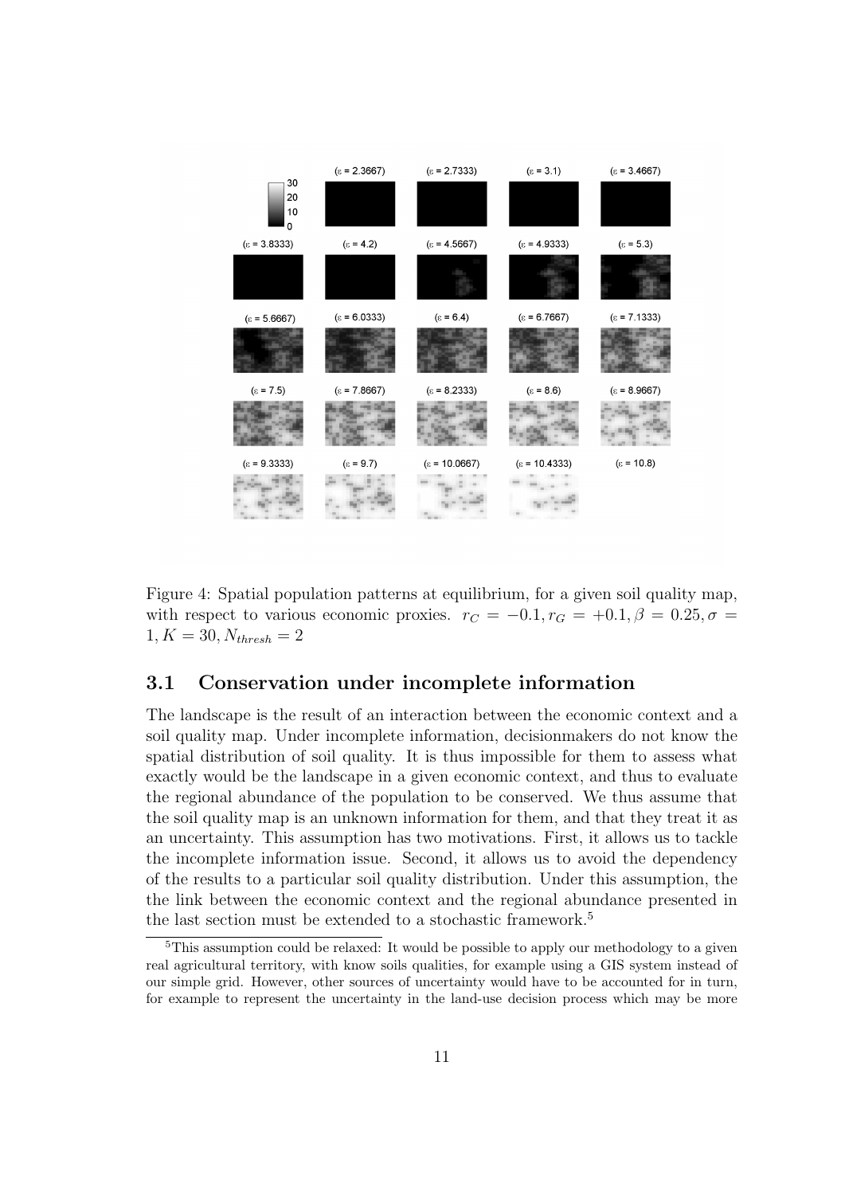Figure 4: Spatial population patterns at equilibrium, for a given soil quality map, with respect to various economic proxies. $r_C = -0.1, r_G = +0.1, \beta = 0.25, \sigma = 1, K = 30, N_{thresh} = 2$

### 3.1 Conservation under incomplete information

The landscape is the result of an interaction between the economic context and a soil quality map. Under incomplete information, decisionmakers do not know the spatial distribution of soil quality. It is thus impossible for them to assess what exactly would be the landscape in a given economic context, and thus to evaluate the regional abundance of the population to be conserved. We thus assume that the soil quality map is an unknown information for them, and that they treat it as an uncertainty. This assumption has two motivations. First, it allows us to tackle the incomplete information issue. Second, it allows us to avoid the dependency of the results to a particular soil quality distribution. Under this assumption, the the link between the economic context and the regional abundance presented in the last section must be extended to a stochastic framework.[5]

[5]This assumption could be relaxed: It would be possible to apply our methodology to a given real agricultural territory, with know soils qualities, for example using a GIS system instead of our simple grid. However, other sources of uncertainty would have to be accounted for in turn, for example to represent the uncertainty in the land-use decision process which may be more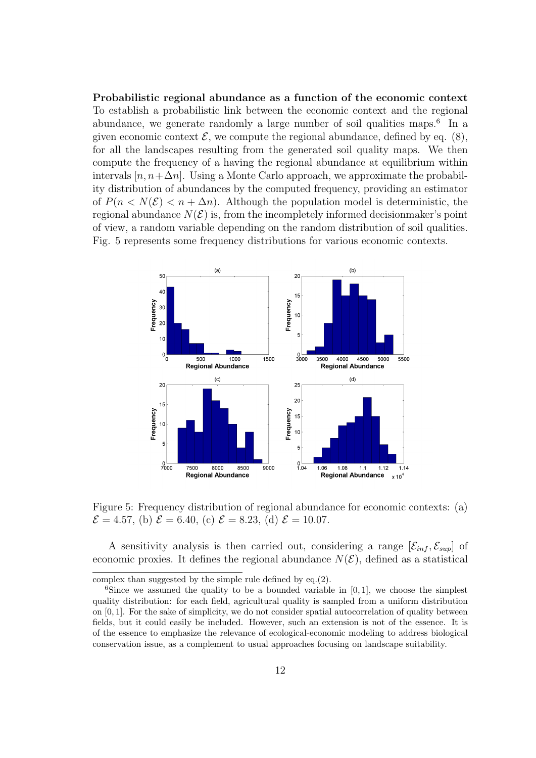**Probabilistic regional abundance as a function of the economic context** To establish a probabilistic link between the economic context and the regional abundance, we generate randomly a large number of soil qualities maps.[6] In a given economic context $\mathcal{E}$, we compute the regional abundance, defined by eq. (8), for all the landscapes resulting from the generated soil quality maps. We then compute the frequency of a having the regional abundance at equilibrium within intervals $[n, n+\Delta n]$. Using a Monte Carlo approach, we approximate the probability distribution of abundances by the computed frequency, providing an estimator of $P(n < N(\mathcal{E}) < n + \Delta n)$. Although the population model is deterministic, the regional abundance $N(\mathcal{E})$ is, from the incompletely informed decisionmaker's point of view, a random variable depending on the random distribution of soil qualities. Fig. 5 represents some frequency distributions for various economic contexts.

Figure 5: Frequency distribution of regional abundance for economic contexts: (a) $\mathcal{E} = 4.57$, (b) $\mathcal{E} = 6.40$, (c) $\mathcal{E} = 8.23$, (d) $\mathcal{E} = 10.07$.

A sensitivity analysis is then carried out, considering a range $[\mathcal{E}_{inf}, \mathcal{E}_{sup}]$ of economic proxies. It defines the regional abundance $N(\mathcal{E})$, defined as a statistical

complex than suggested by the simple rule defined by eq.(2).

[6] Since we assumed the quality to be a bounded variable in $[0, 1]$, we choose the simplest quality distribution: for each field, agricultural quality is sampled from a uniform distribution on $[0, 1]$. For the sake of simplicity, we do not consider spatial autocorrelation of quality between fields, but it could easily be included. However, such an extension is not of the essence. It is of the essence to emphasize the relevance of ecological-economic modeling to address biological conservation issue, as a complement to usual approaches focusing on landscape suitability.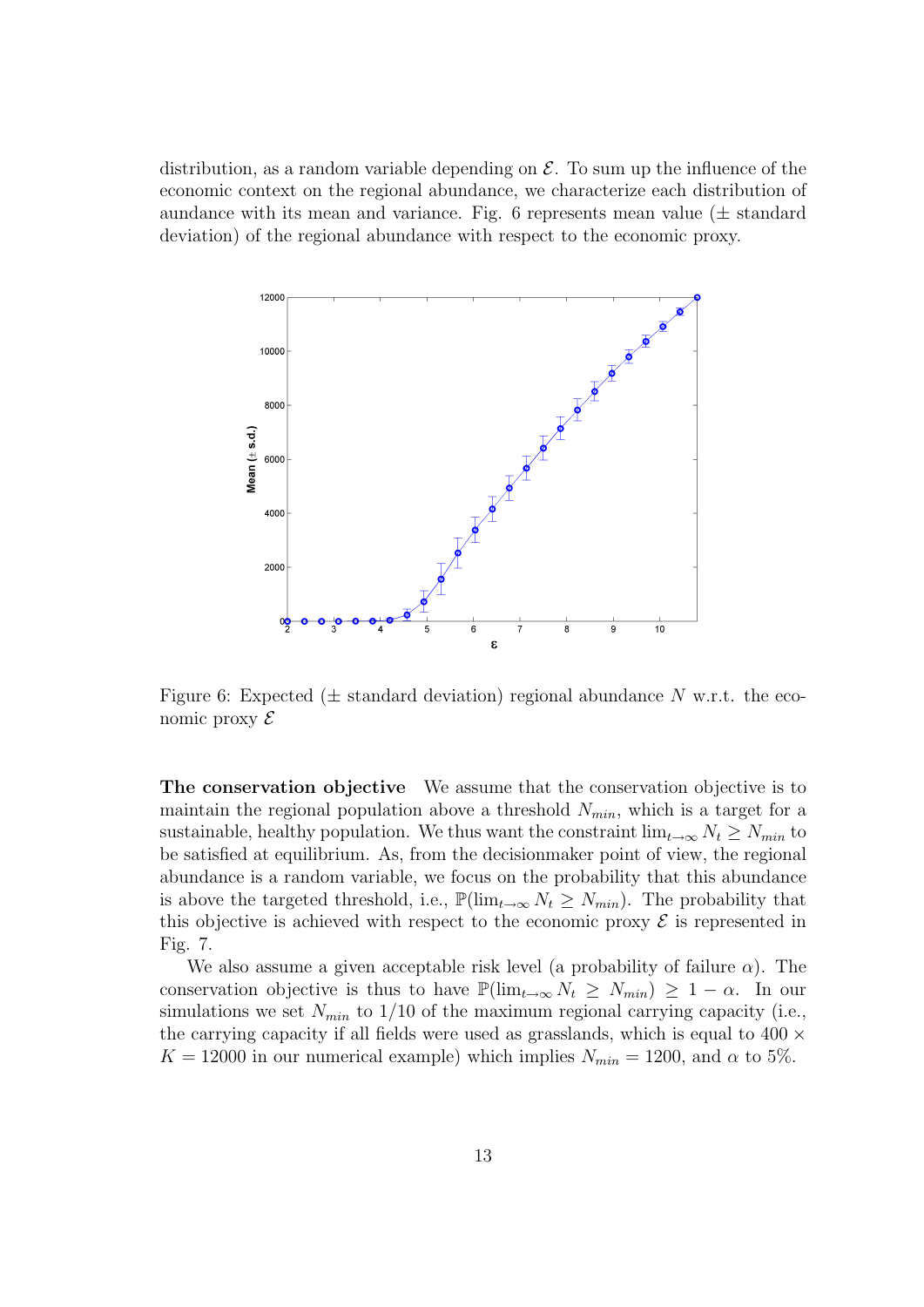distribution, as a random variable depending on $\mathcal{E}$. To sum up the influence of the economic context on the regional abundance, we characterize each distribution of aundance with its mean and variance. Fig. 6 represents mean value ($\pm$ standard deviation) of the regional abundance with respect to the economic proxy.

Figure 6: Expected ($\pm$ standard deviation) regional abundance $N$ w.r.t. the economic proxy $\mathcal{E}$

**The conservation objective** We assume that the conservation objective is to maintain the regional population above a threshold $N_{min}$, which is a target for a sustainable, healthy population. We thus want the constraint $\lim_{t\to\infty} N_t \geq N_{min}$ to be satisfied at equilibrium. As, from the decisionmaker point of view, the regional abundance is a random variable, we focus on the probability that this abundance is above the targeted threshold, i.e., $\mathbb{P}(\lim_{t\to\infty} N_t \geq N_{min})$. The probability that this objective is achieved with respect to the economic proxy $\mathcal{E}$ is represented in Fig. 7.

We also assume a given acceptable risk level (a probability of failure $\alpha$). The conservation objective is thus to have $\mathbb{P}(\lim_{t\to\infty} N_t \geq N_{min}) \geq 1 - \alpha$. In our simulations we set $N_{min}$ to 1/10 of the maximum regional carrying capacity (i.e., the carrying capacity if all fields were used as grasslands, which is equal to $400 \times K = 12000$ in our numerical example) which implies $N_{min} = 1200$, and $\alpha$ to 5%.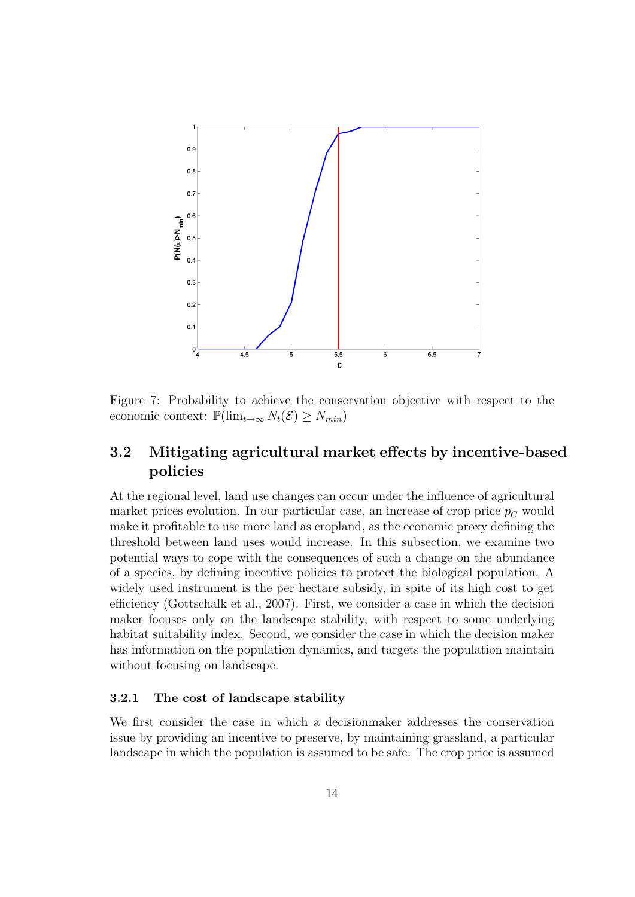Figure 7: Probability to achieve the conservation objective with respect to the economic context: $\mathbb{P}(\lim_{t\to\infty} N_t(\mathcal{E}) \geq N_{min})$

## 3.2 Mitigating agricultural market effects by incentive-based policies

At the regional level, land use changes can occur under the influence of agricultural market prices evolution. In our particular case, an increase of crop price $p_C$ would make it profitable to use more land as cropland, as the economic proxy defining the threshold between land uses would increase. In this subsection, we examine two potential ways to cope with the consequences of such a change on the abundance of a species, by defining incentive policies to protect the biological population. A widely used instrument is the per hectare subsidy, in spite of its high cost to get efficiency (Gottschalk et al., 2007). First, we consider a case in which the decision maker focuses only on the landscape stability, with respect to some underlying habitat suitability index. Second, we consider the case in which the decision maker has information on the population dynamics, and targets the population maintain without focusing on landscape.

### 3.2.1 The cost of landscape stability

We first consider the case in which a decisionmaker addresses the conservation issue by providing an incentive to preserve, by maintaining grassland, a particular landscape in which the population is assumed to be safe. The crop price is assumed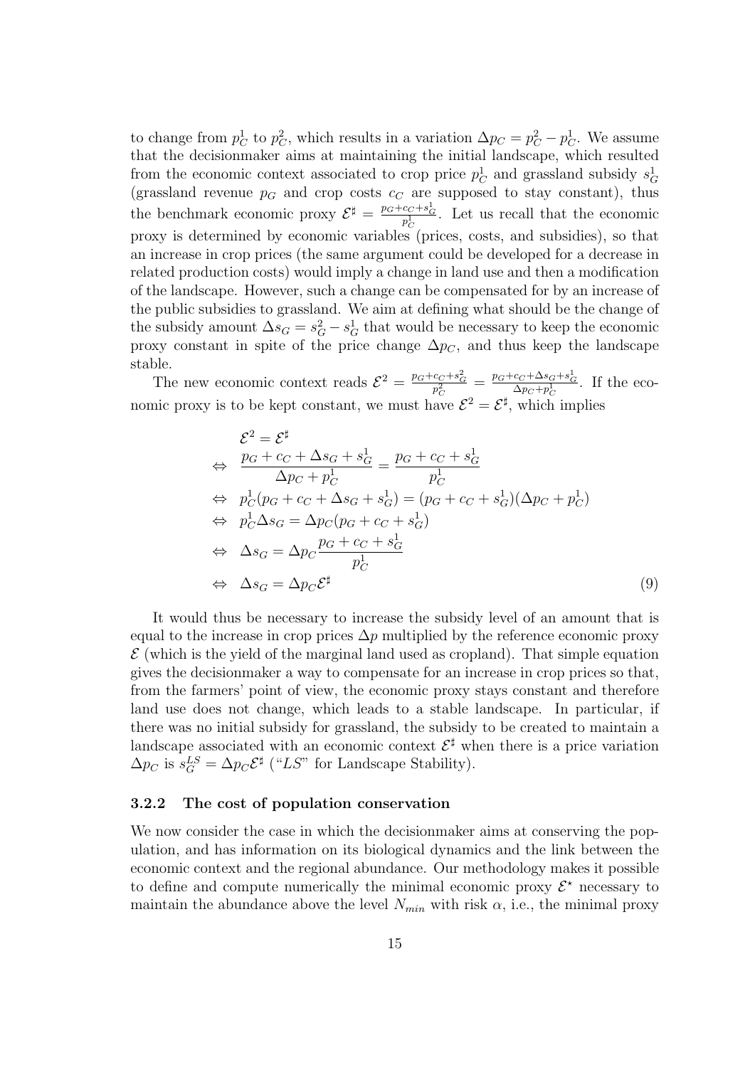to change from $p_C^1$ to $p_C^2$, which results in a variation $\Delta p_C = p_C^2 - p_C^1$. We assume that the decisionmaker aims at maintaining the initial landscape, which resulted from the economic context associated to crop price $p_C^1$ and grassland subsidy $s_G^1$ (grassland revenue $p_G$ and crop costs $c_C$ are supposed to stay constant), thus the benchmark economic proxy $\mathcal{E}^\sharp = \frac{p_G + c_C + s_G^1}{p_C^1}$. Let us recall that the economic proxy is determined by economic variables (prices, costs, and subsidies), so that an increase in crop prices (the same argument could be developed for a decrease in related production costs) would imply a change in land use and then a modification of the landscape. However, such a change can be compensated for by an increase of the public subsidies to grassland. We aim at defining what should be the change of the subsidy amount $\Delta s_G = s_G^2 - s_G^1$ that would be necessary to keep the economic proxy constant in spite of the price change $\Delta p_C$, and thus keep the landscape stable.

The new economic context reads $\mathcal{E}^2 = \frac{p_G + c_C + s_G^2}{p_C^2} = \frac{p_G + c_C + \Delta s_G + s_G^1}{\Delta p_C + p_C^1}$. If the economic proxy is to be kept constant, we must have $\mathcal{E}^2 = \mathcal{E}^\sharp$, which implies

$$
\begin{aligned}
& \mathcal{E}^2 = \mathcal{E}^\sharp \\
\Leftrightarrow\ & \frac{p_G + c_C + \Delta s_G + s_G^1}{\Delta p_C + p_C^1} = \frac{p_G + c_C + s_G^1}{p_C^1} \\
\Leftrightarrow\ & p_C^1 (p_G + c_C + \Delta s_G + s_G^1) = (p_G + c_C + s_G^1)(\Delta p_C + p_C^1) \\
\Leftrightarrow\ & p_C^1 \Delta s_G = \Delta p_C (p_G + c_C + s_G^1) \\
\Leftrightarrow\ & \Delta s_G = \Delta p_C \frac{p_G + c_C + s_G^1}{p_C^1} \\
\Leftrightarrow\ & \Delta s_G = \Delta p_C \mathcal{E}^\sharp
\end{aligned}
\tag{9}
$$

It would thus be necessary to increase the subsidy level of an amount that is equal to the increase in crop prices $\Delta p$ multiplied by the reference economic proxy $\mathcal{E}$ (which is the yield of the marginal land used as cropland). That simple equation gives the decisionmaker a way to compensate for an increase in crop prices so that, from the farmers' point of view, the economic proxy stays constant and therefore land use does not change, which leads to a stable landscape. In particular, if there was no initial subsidy for grassland, the subsidy to be created to maintain a landscape associated with an economic context $\mathcal{E}^\sharp$ when there is a price variation $\Delta p_C$ is $s_G^{LS} = \Delta p_C \mathcal{E}^\sharp$ ("$LS$" for Landscape Stability).

### 3.2.2 The cost of population conservation

We now consider the case in which the decisionmaker aims at conserving the population, and has information on its biological dynamics and the link between the economic context and the regional abundance. Our methodology makes it possible to define and compute numerically the minimal economic proxy $\mathcal{E}^\star$ necessary to maintain the abundance above the level $N_{min}$ with risk $\alpha$, i.e., the minimal proxy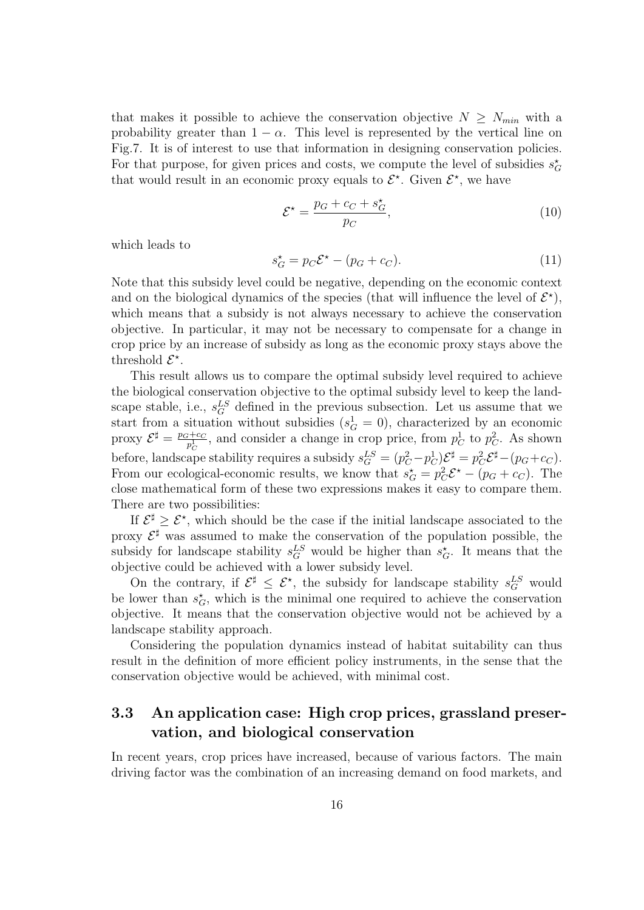that makes it possible to achieve the conservation objective $N \geq N_{min}$ with a probability greater than $1 - \alpha$. This level is represented by the vertical line on Fig.7. It is of interest to use that information in designing conservation policies. For that purpose, for given prices and costs, we compute the level of subsidies $s_G^\star$ that would result in an economic proxy equals to $\mathcal{E}^\star$. Given $\mathcal{E}^\star$, we have

$$\mathcal{E}^\star = \frac{p_G + c_C + s_G^\star}{p_C}, \tag{10}$$

which leads to

$$s_G^\star = p_C \mathcal{E}^\star - (p_G + c_C). \tag{11}$$

Note that this subsidy level could be negative, depending on the economic context and on the biological dynamics of the species (that will influence the level of $\mathcal{E}^\star$), which means that a subsidy is not always necessary to achieve the conservation objective. In particular, it may not be necessary to compensate for a change in crop price by an increase of subsidy as long as the economic proxy stays above the threshold $\mathcal{E}^\star$.

This result allows us to compare the optimal subsidy level required to achieve the biological conservation objective to the optimal subsidy level to keep the landscape stable, i.e., $s_G^{LS}$ defined in the previous subsection. Let us assume that we start from a situation without subsidies ($s_G^1 = 0$), characterized by an economic proxy $\mathcal{E}^\sharp = \frac{p_G + c_C}{p_C^1}$, and consider a change in crop price, from $p_C^1$ to $p_C^2$. As shown before, landscape stability requires a subsidy $s_G^{LS} = (p_C^2 - p_C^1)\mathcal{E}^\sharp = p_C^2 \mathcal{E}^\sharp - (p_G + c_C)$. From our ecological-economic results, we know that $s_G^\star = p_C^2 \mathcal{E}^\star - (p_G + c_C)$. The close mathematical form of these two expressions makes it easy to compare them. There are two possibilities:

If $\mathcal{E}^\sharp \geq \mathcal{E}^\star$, which should be the case if the initial landscape associated to the proxy $\mathcal{E}^\sharp$ was assumed to make the conservation of the population possible, the subsidy for landscape stability $s_G^{LS}$ would be higher than $s_G^\star$. It means that the objective could be achieved with a lower subsidy level.

On the contrary, if $\mathcal{E}^\sharp \leq \mathcal{E}^\star$, the subsidy for landscape stability $s_G^{LS}$ would be lower than $s_G^\star$, which is the minimal one required to achieve the conservation objective. It means that the conservation objective would not be achieved by a landscape stability approach.

Considering the population dynamics instead of habitat suitability can thus result in the definition of more efficient policy instruments, in the sense that the conservation objective would be achieved, with minimal cost.

### 3.3 An application case: High crop prices, grassland preservation, and biological conservation

In recent years, crop prices have increased, because of various factors. The main driving factor was the combination of an increasing demand on food markets, and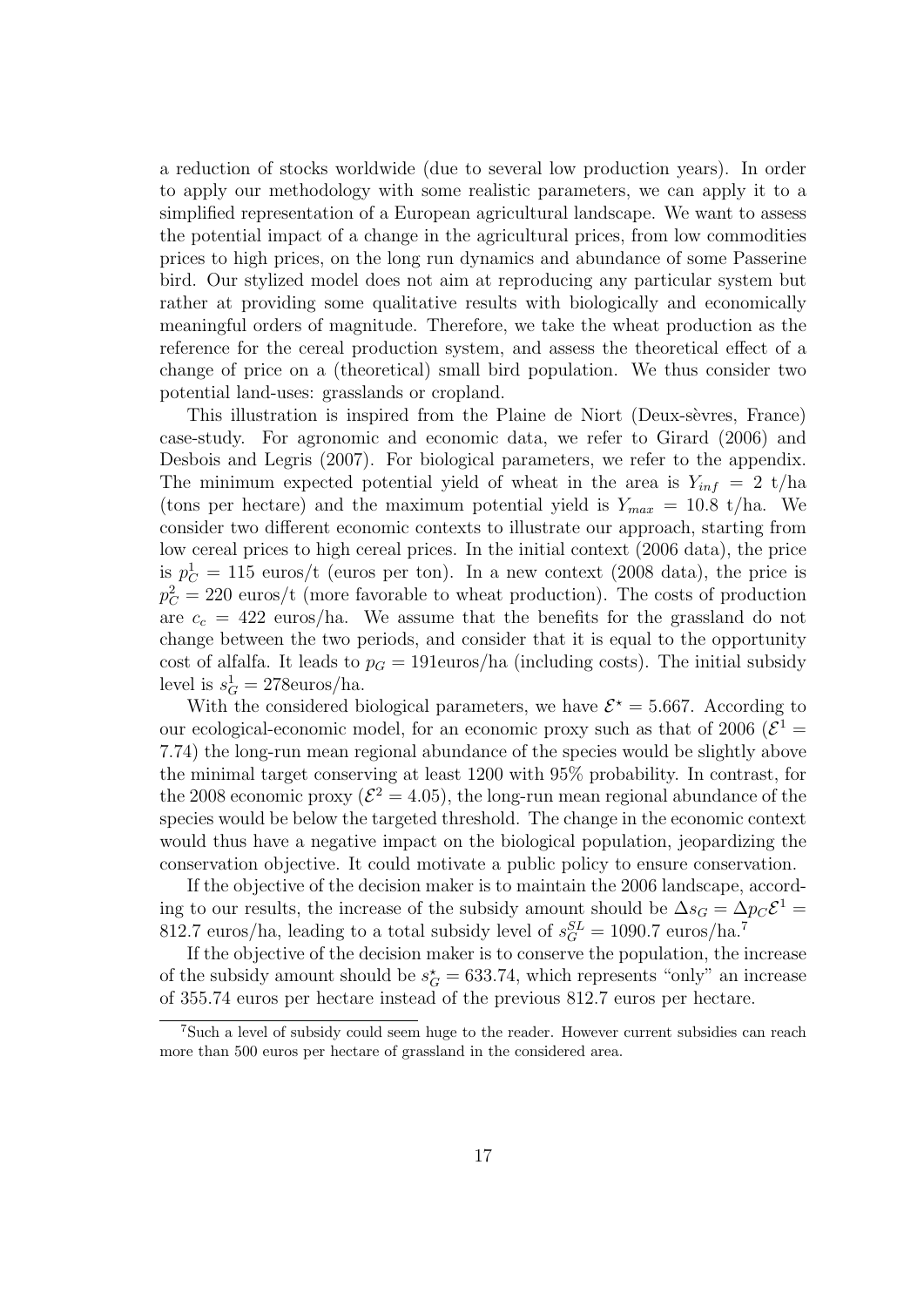a reduction of stocks worldwide (due to several low production years). In order to apply our methodology with some realistic parameters, we can apply it to a simplified representation of a European agricultural landscape. We want to assess the potential impact of a change in the agricultural prices, from low commodities prices to high prices, on the long run dynamics and abundance of some Passerine bird. Our stylized model does not aim at reproducing any particular system but rather at providing some qualitative results with biologically and economically meaningful orders of magnitude. Therefore, we take the wheat production as the reference for the cereal production system, and assess the theoretical effect of a change of price on a (theoretical) small bird population. We thus consider two potential land-uses: grasslands or cropland.

This illustration is inspired from the Plaine de Niort (Deux-sèvres, France) case-study. For agronomic and economic data, we refer to Girard (2006) and Desbois and Legris (2007). For biological parameters, we refer to the appendix. The minimum expected potential yield of wheat in the area is $Y_{inf} = 2$ t/ha (tons per hectare) and the maximum potential yield is $Y_{max} = 10.8$ t/ha. We consider two different economic contexts to illustrate our approach, starting from low cereal prices to high cereal prices. In the initial context (2006 data), the price is $p_C^1 = 115$ euros/t (euros per ton). In a new context (2008 data), the price is $p_C^2 = 220$ euros/t (more favorable to wheat production). The costs of production are $c_c = 422$ euros/ha. We assume that the benefits for the grassland do not change between the two periods, and consider that it is equal to the opportunity cost of alfalfa. It leads to $p_G = 191$euros/ha (including costs). The initial subsidy level is $s_G^1 = 278$euros/ha.

With the considered biological parameters, we have $\mathcal{E}^\star = 5.667$. According to our ecological-economic model, for an economic proxy such as that of 2006 ($\mathcal{E}^1 = 7.74$) the long-run mean regional abundance of the species would be slightly above the minimal target conserving at least 1200 with 95% probability. In contrast, for the 2008 economic proxy ($\mathcal{E}^2 = 4.05$), the long-run mean regional abundance of the species would be below the targeted threshold. The change in the economic context would thus have a negative impact on the biological population, jeopardizing the conservation objective. It could motivate a public policy to ensure conservation.

If the objective of the decision maker is to maintain the 2006 landscape, according to our results, the increase of the subsidy amount should be $\Delta s_G = \Delta p_C \mathcal{E}^1 = 812.7$ euros/ha, leading to a total subsidy level of $s_G^{SL} = 1090.7$ euros/ha.[7]

If the objective of the decision maker is to conserve the population, the increase of the subsidy amount should be $s_G^\star = 633.74$, which represents "only" an increase of 355.74 euros per hectare instead of the previous 812.7 euros per hectare.

[7]Such a level of subsidy could seem huge to the reader. However current subsidies can reach more than 500 euros per hectare of grassland in the considered area.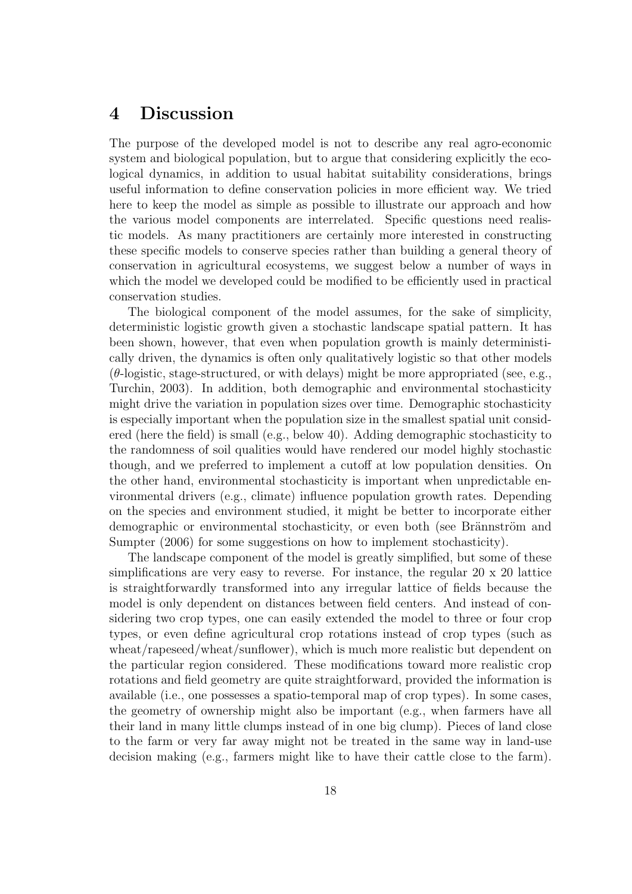# 4 Discussion

The purpose of the developed model is not to describe any real agro-economic system and biological population, but to argue that considering explicitly the ecological dynamics, in addition to usual habitat suitability considerations, brings useful information to define conservation policies in more efficient way. We tried here to keep the model as simple as possible to illustrate our approach and how the various model components are interrelated. Specific questions need realistic models. As many practitioners are certainly more interested in constructing these specific models to conserve species rather than building a general theory of conservation in agricultural ecosystems, we suggest below a number of ways in which the model we developed could be modified to be efficiently used in practical conservation studies.

The biological component of the model assumes, for the sake of simplicity, deterministic logistic growth given a stochastic landscape spatial pattern. It has been shown, however, that even when population growth is mainly deterministically driven, the dynamics is often only qualitatively logistic so that other models ($\theta$-logistic, stage-structured, or with delays) might be more appropriated (see, e.g., Turchin, 2003). In addition, both demographic and environmental stochasticity might drive the variation in population sizes over time. Demographic stochasticity is especially important when the population size in the smallest spatial unit considered (here the field) is small (e.g., below 40). Adding demographic stochasticity to the randomness of soil qualities would have rendered our model highly stochastic though, and we preferred to implement a cutoff at low population densities. On the other hand, environmental stochasticity is important when unpredictable environmental drivers (e.g., climate) influence population growth rates. Depending on the species and environment studied, it might be better to incorporate either demographic or environmental stochasticity, or even both (see Brännström and Sumpter (2006) for some suggestions on how to implement stochasticity).

The landscape component of the model is greatly simplified, but some of these simplifications are very easy to reverse. For instance, the regular 20 x 20 lattice is straightforwardly transformed into any irregular lattice of fields because the model is only dependent on distances between field centers. And instead of considering two crop types, one can easily extended the model to three or four crop types, or even define agricultural crop rotations instead of crop types (such as wheat/rapeseed/wheat/sunflower), which is much more realistic but dependent on the particular region considered. These modifications toward more realistic crop rotations and field geometry are quite straightforward, provided the information is available (i.e., one possesses a spatio-temporal map of crop types). In some cases, the geometry of ownership might also be important (e.g., when farmers have all their land in many little clumps instead of in one big clump). Pieces of land close to the farm or very far away might not be treated in the same way in land-use decision making (e.g., farmers might like to have their cattle close to the farm).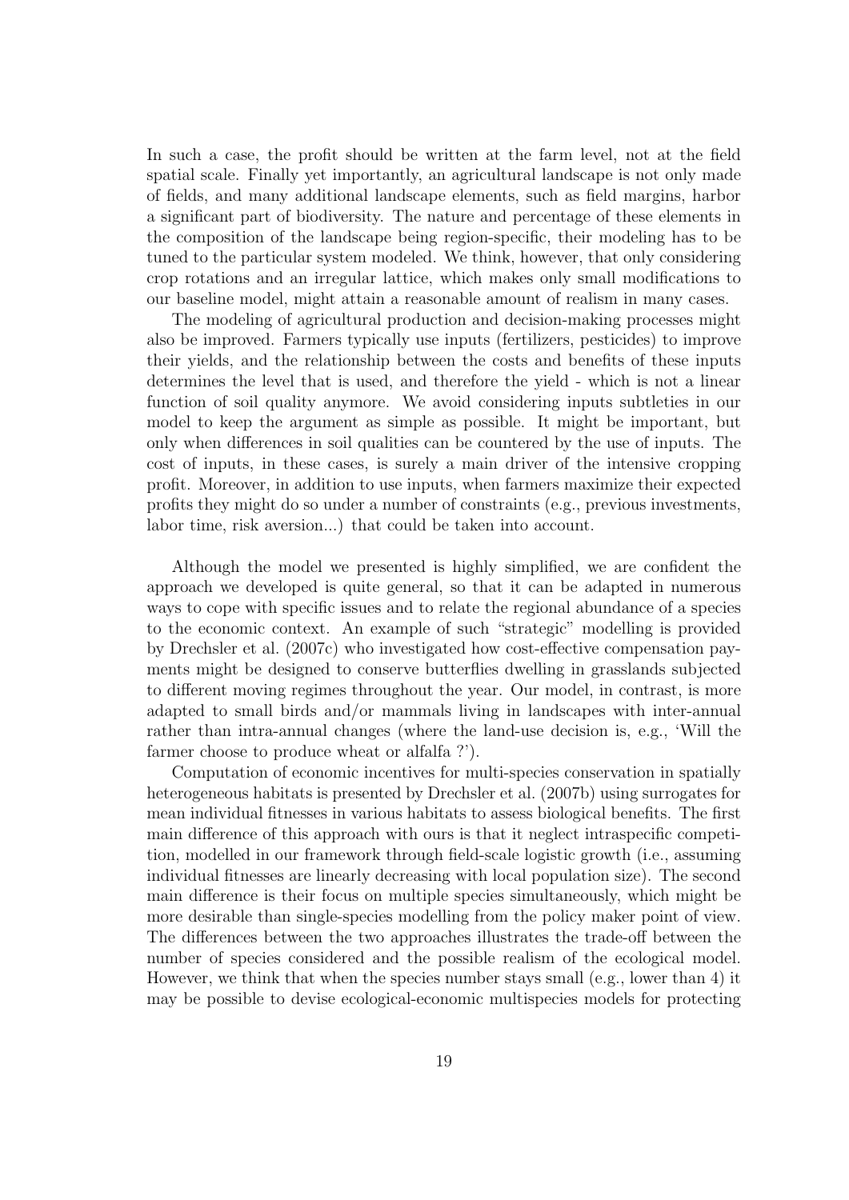In such a case, the profit should be written at the farm level, not at the field spatial scale. Finally yet importantly, an agricultural landscape is not only made of fields, and many additional landscape elements, such as field margins, harbor a significant part of biodiversity. The nature and percentage of these elements in the composition of the landscape being region-specific, their modeling has to be tuned to the particular system modeled. We think, however, that only considering crop rotations and an irregular lattice, which makes only small modifications to our baseline model, might attain a reasonable amount of realism in many cases.

The modeling of agricultural production and decision-making processes might also be improved. Farmers typically use inputs (fertilizers, pesticides) to improve their yields, and the relationship between the costs and benefits of these inputs determines the level that is used, and therefore the yield - which is not a linear function of soil quality anymore. We avoid considering inputs subtleties in our model to keep the argument as simple as possible. It might be important, but only when differences in soil qualities can be countered by the use of inputs. The cost of inputs, in these cases, is surely a main driver of the intensive cropping profit. Moreover, in addition to use inputs, when farmers maximize their expected profits they might do so under a number of constraints (e.g., previous investments, labor time, risk aversion...) that could be taken into account.

Although the model we presented is highly simplified, we are confident the approach we developed is quite general, so that it can be adapted in numerous ways to cope with specific issues and to relate the regional abundance of a species to the economic context. An example of such "strategic" modelling is provided by Drechsler et al. (2007c) who investigated how cost-effective compensation payments might be designed to conserve butterflies dwelling in grasslands subjected to different moving regimes throughout the year. Our model, in contrast, is more adapted to small birds and/or mammals living in landscapes with inter-annual rather than intra-annual changes (where the land-use decision is, e.g., 'Will the farmer choose to produce wheat or alfalfa ?').

Computation of economic incentives for multi-species conservation in spatially heterogeneous habitats is presented by Drechsler et al. (2007b) using surrogates for mean individual fitnesses in various habitats to assess biological benefits. The first main difference of this approach with ours is that it neglect intraspecific competition, modelled in our framework through field-scale logistic growth (i.e., assuming individual fitnesses are linearly decreasing with local population size). The second main difference is their focus on multiple species simultaneously, which might be more desirable than single-species modelling from the policy maker point of view. The differences between the two approaches illustrates the trade-off between the number of species considered and the possible realism of the ecological model. However, we think that when the species number stays small (e.g., lower than 4) it may be possible to devise ecological-economic multispecies models for protecting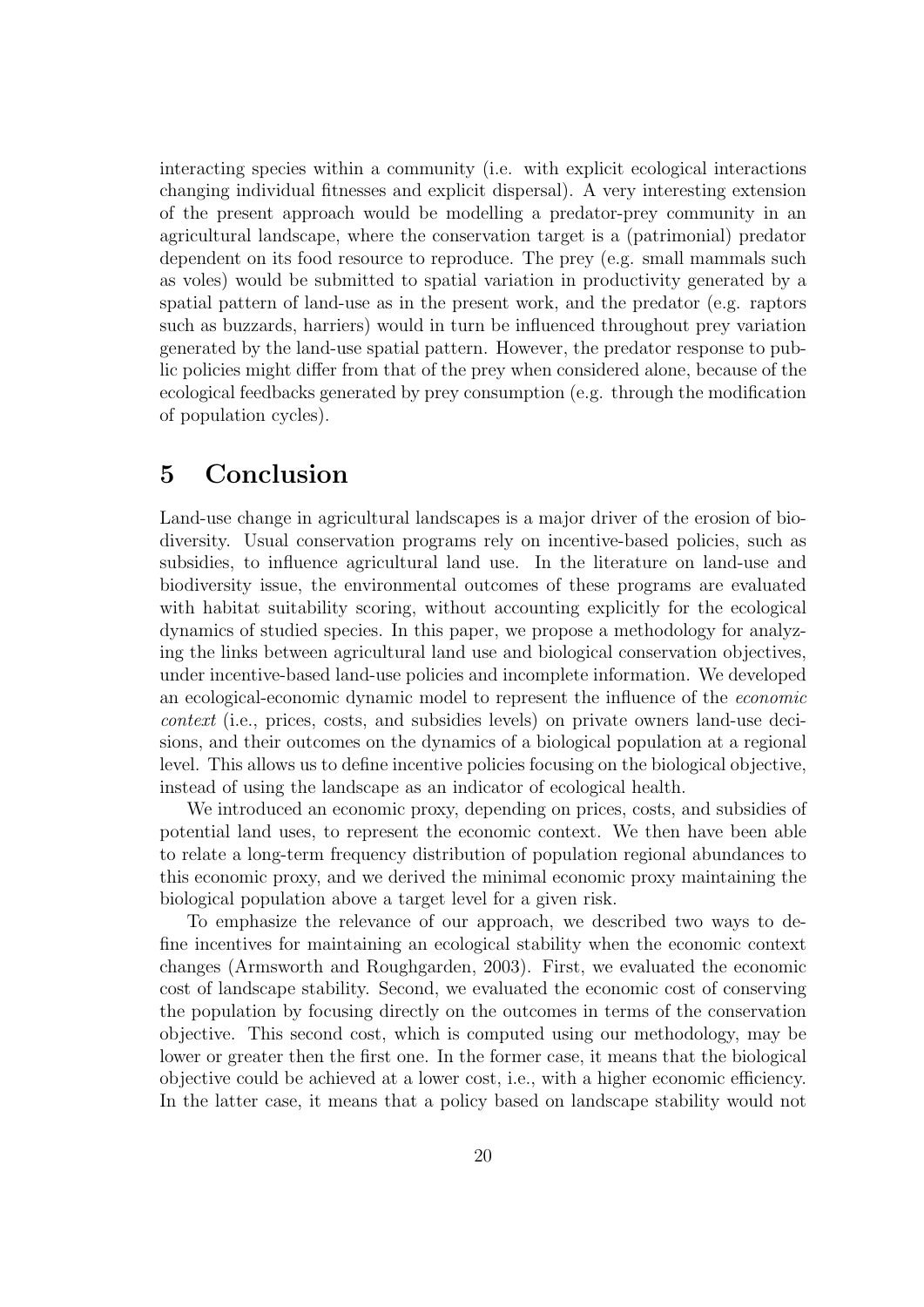interacting species within a community (i.e. with explicit ecological interactions changing individual fitnesses and explicit dispersal). A very interesting extension of the present approach would be modelling a predator-prey community in an agricultural landscape, where the conservation target is a (patrimonial) predator dependent on its food resource to reproduce. The prey (e.g. small mammals such as voles) would be submitted to spatial variation in productivity generated by a spatial pattern of land-use as in the present work, and the predator (e.g. raptors such as buzzards, harriers) would in turn be influenced throughout prey variation generated by the land-use spatial pattern. However, the predator response to public policies might differ from that of the prey when considered alone, because of the ecological feedbacks generated by prey consumption (e.g. through the modification of population cycles).

# 5 Conclusion

Land-use change in agricultural landscapes is a major driver of the erosion of biodiversity. Usual conservation programs rely on incentive-based policies, such as subsidies, to influence agricultural land use. In the literature on land-use and biodiversity issue, the environmental outcomes of these programs are evaluated with habitat suitability scoring, without accounting explicitly for the ecological dynamics of studied species. In this paper, we propose a methodology for analyzing the links between agricultural land use and biological conservation objectives, under incentive-based land-use policies and incomplete information. We developed an ecological-economic dynamic model to represent the influence of the *economic context* (i.e., prices, costs, and subsidies levels) on private owners land-use decisions, and their outcomes on the dynamics of a biological population at a regional level. This allows us to define incentive policies focusing on the biological objective, instead of using the landscape as an indicator of ecological health.

We introduced an economic proxy, depending on prices, costs, and subsidies of potential land uses, to represent the economic context. We then have been able to relate a long-term frequency distribution of population regional abundances to this economic proxy, and we derived the minimal economic proxy maintaining the biological population above a target level for a given risk.

To emphasize the relevance of our approach, we described two ways to define incentives for maintaining an ecological stability when the economic context changes (Armsworth and Roughgarden, 2003). First, we evaluated the economic cost of landscape stability. Second, we evaluated the economic cost of conserving the population by focusing directly on the outcomes in terms of the conservation objective. This second cost, which is computed using our methodology, may be lower or greater then the first one. In the former case, it means that the biological objective could be achieved at a lower cost, i.e., with a higher economic efficiency. In the latter case, it means that a policy based on landscape stability would not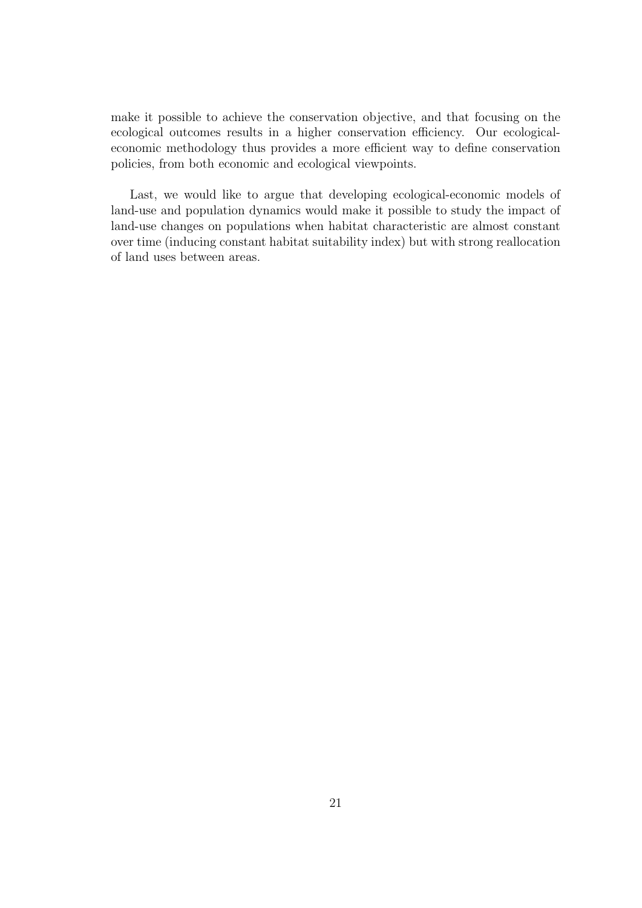make it possible to achieve the conservation objective, and that focusing on the ecological outcomes results in a higher conservation efficiency. Our ecological-economic methodology thus provides a more efficient way to define conservation policies, from both economic and ecological viewpoints.

Last, we would like to argue that developing ecological-economic models of land-use and population dynamics would make it possible to study the impact of land-use changes on populations when habitat characteristic are almost constant over time (inducing constant habitat suitability index) but with strong reallocation of land uses between areas.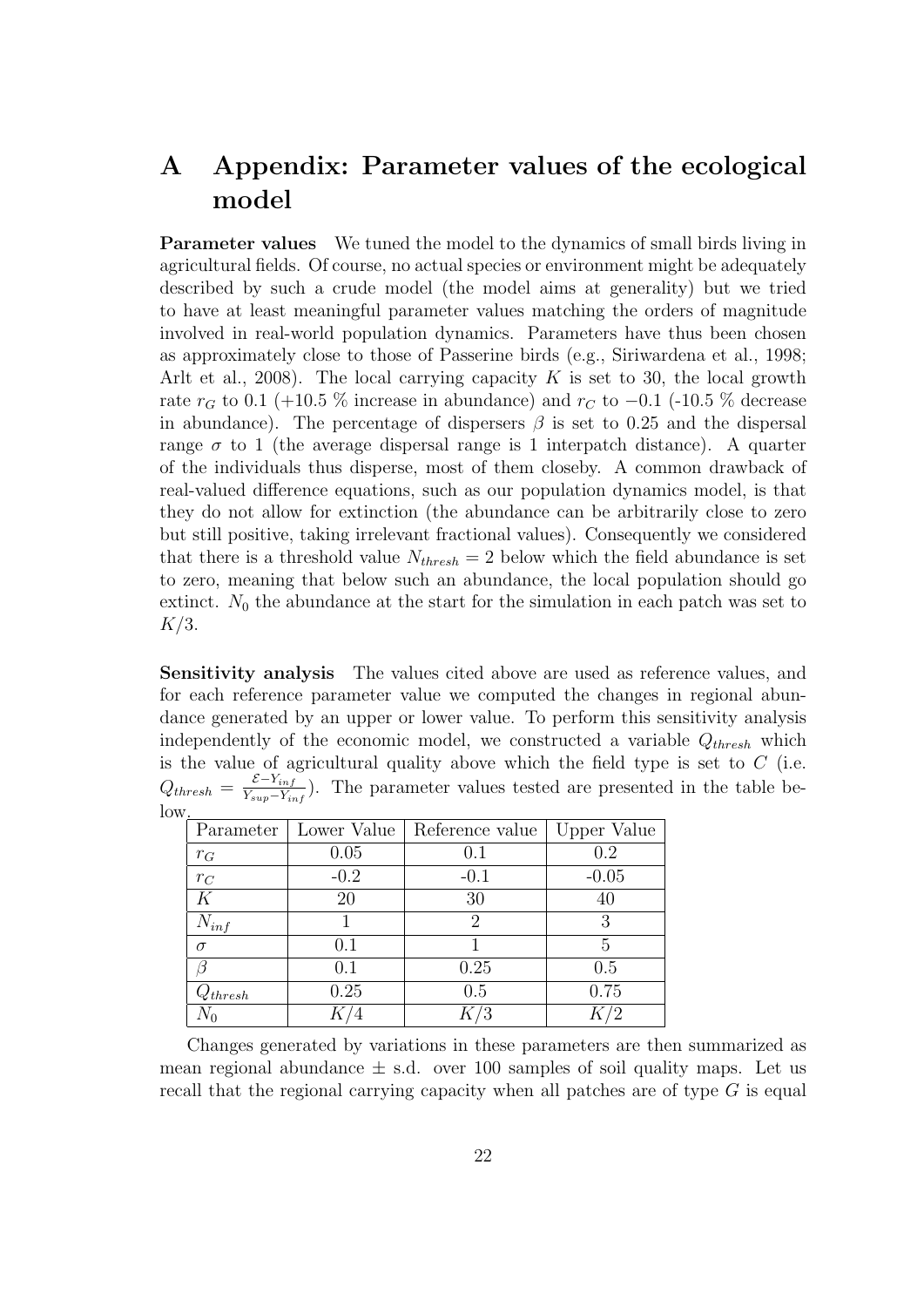# A Appendix: Parameter values of the ecological model

**Parameter values** We tuned the model to the dynamics of small birds living in agricultural fields. Of course, no actual species or environment might be adequately described by such a crude model (the model aims at generality) but we tried to have at least meaningful parameter values matching the orders of magnitude involved in real-world population dynamics. Parameters have thus been chosen as approximately close to those of Passerine birds (e.g., Siriwardena et al., 1998; Arlt et al., 2008). The local carrying capacity $K$ is set to 30, the local growth rate $r_G$ to 0.1 (+10.5 % increase in abundance) and $r_C$ to $-0.1$ (-10.5 % decrease in abundance). The percentage of dispersers $\beta$ is set to 0.25 and the dispersal range $\sigma$ to 1 (the average dispersal range is 1 interpatch distance). A quarter of the individuals thus disperse, most of them closeby. A common drawback of real-valued difference equations, such as our population dynamics model, is that they do not allow for extinction (the abundance can be arbitrarily close to zero but still positive, taking irrelevant fractional values). Consequently we considered that there is a threshold value $N_{thresh} = 2$ below which the field abundance is set to zero, meaning that below such an abundance, the local population should go extinct. $N_0$ the abundance at the start for the simulation in each patch was set to $K/3$.

**Sensitivity analysis** The values cited above are used as reference values, and for each reference parameter value we computed the changes in regional abundance generated by an upper or lower value. To perform this sensitivity analysis independently of the economic model, we constructed a variable $Q_{thresh}$ which is the value of agricultural quality above which the field type is set to $C$ (i.e. $Q_{thresh} = \frac{\mathcal{E} - Y_{inf}}{Y_{sup} - Y_{inf}}$). The parameter values tested are presented in the table below.

| Parameter | Lower Value | Reference value | Upper Value |
|---|---|---|---|
| $r_G$ | 0.05 | 0.1 | 0.2 |
| $r_C$ | -0.2 | -0.1 | -0.05 |
| $K$ | 20 | 30 | 40 |
| $N_{inf}$ | 1 | 2 | 3 |
| $\sigma$ | 0.1 | 1 | 5 |
| $\beta$ | 0.1 | 0.25 | 0.5 |
| $Q_{thresh}$ | 0.25 | 0.5 | 0.75 |
| $N_0$ | $K/4$ | $K/3$ | $K/2$ |

Changes generated by variations in these parameters are then summarized as mean regional abundance ± s.d. over 100 samples of soil quality maps. Let us recall that the regional carrying capacity when all patches are of type $G$ is equal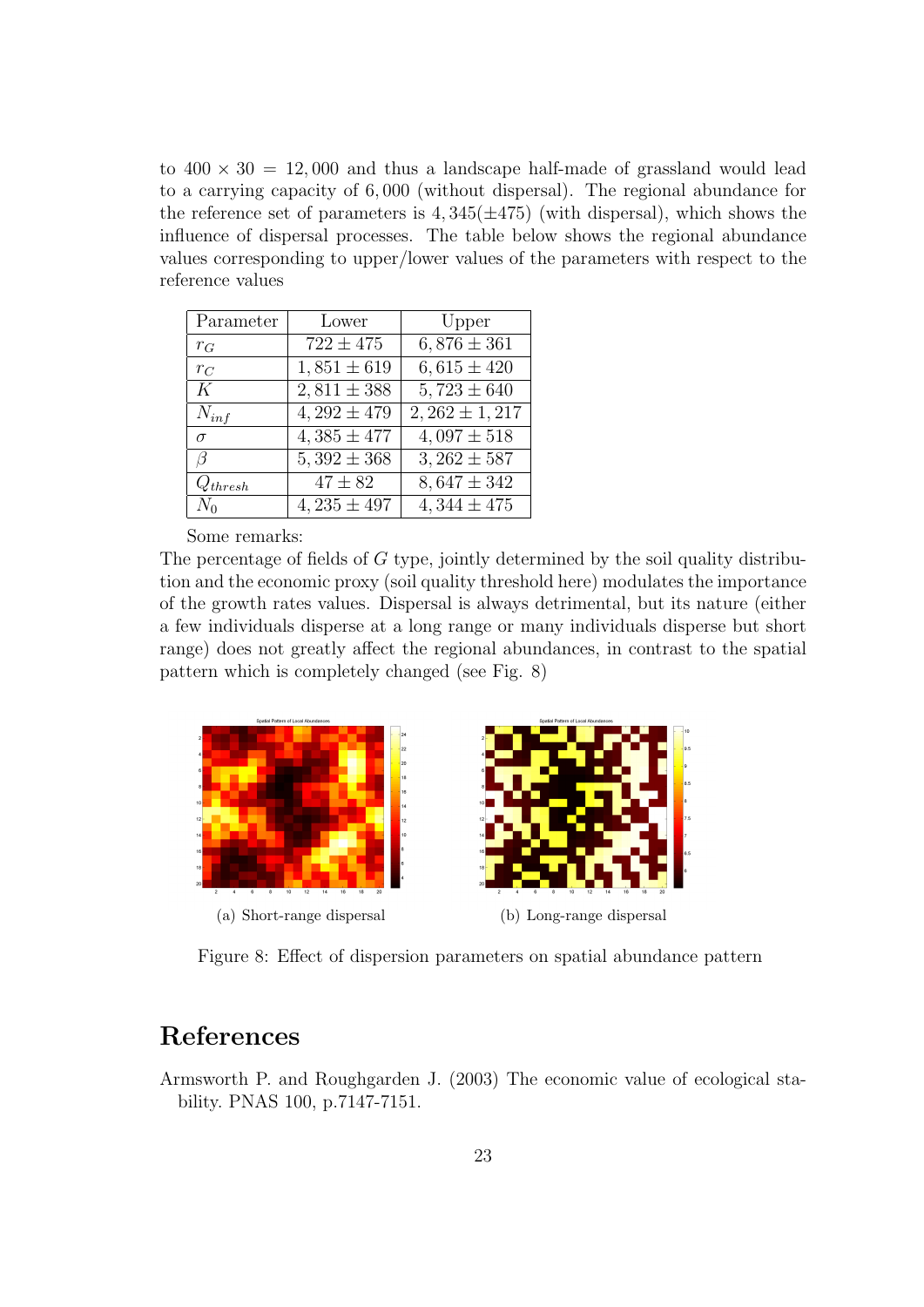to $400 \times 30 = 12,000$ and thus a landscape half-made of grassland would lead to a carrying capacity of $6,000$ (without dispersal). The regional abundance for the reference set of parameters is $4,345(\pm 475)$ (with dispersal), which shows the influence of dispersal processes. The table below shows the regional abundance values corresponding to upper/lower values of the parameters with respect to the reference values

| Parameter | Lower | Upper |
|---|---|---|
| $r_G$ | $722 \pm 475$ | $6,876 \pm 361$ |
| $r_C$ | $1,851 \pm 619$ | $6,615 \pm 420$ |
| $K$ | $2,811 \pm 388$ | $5,723 \pm 640$ |
| $N_{inf}$ | $4,292 \pm 479$ | $2,262 \pm 1,217$ |
| $\sigma$ | $4,385 \pm 477$ | $4,097 \pm 518$ |
| $\beta$ | $5,392 \pm 368$ | $3,262 \pm 587$ |
| $Q_{thresh}$ | $47 \pm 82$ | $8,647 \pm 342$ |
| $N_0$ | $4,235 \pm 497$ | $4,344 \pm 475$ |

Some remarks:

The percentage of fields of $G$ type, jointly determined by the soil quality distribution and the economic proxy (soil quality threshold here) modulates the importance of the growth rates values. Dispersal is always detrimental, but its nature (either a few individuals disperse at a long range or many individuals disperse but short range) does not greatly affect the regional abundances, in contrast to the spatial pattern which is completely changed (see Fig. 8)

(a) Short-range dispersal

(b) Long-range dispersal

Figure 8: Effect of dispersion parameters on spatial abundance pattern

# References

Armsworth P. and Roughgarden J. (2003) The economic value of ecological stability. PNAS 100, p.7147-7151.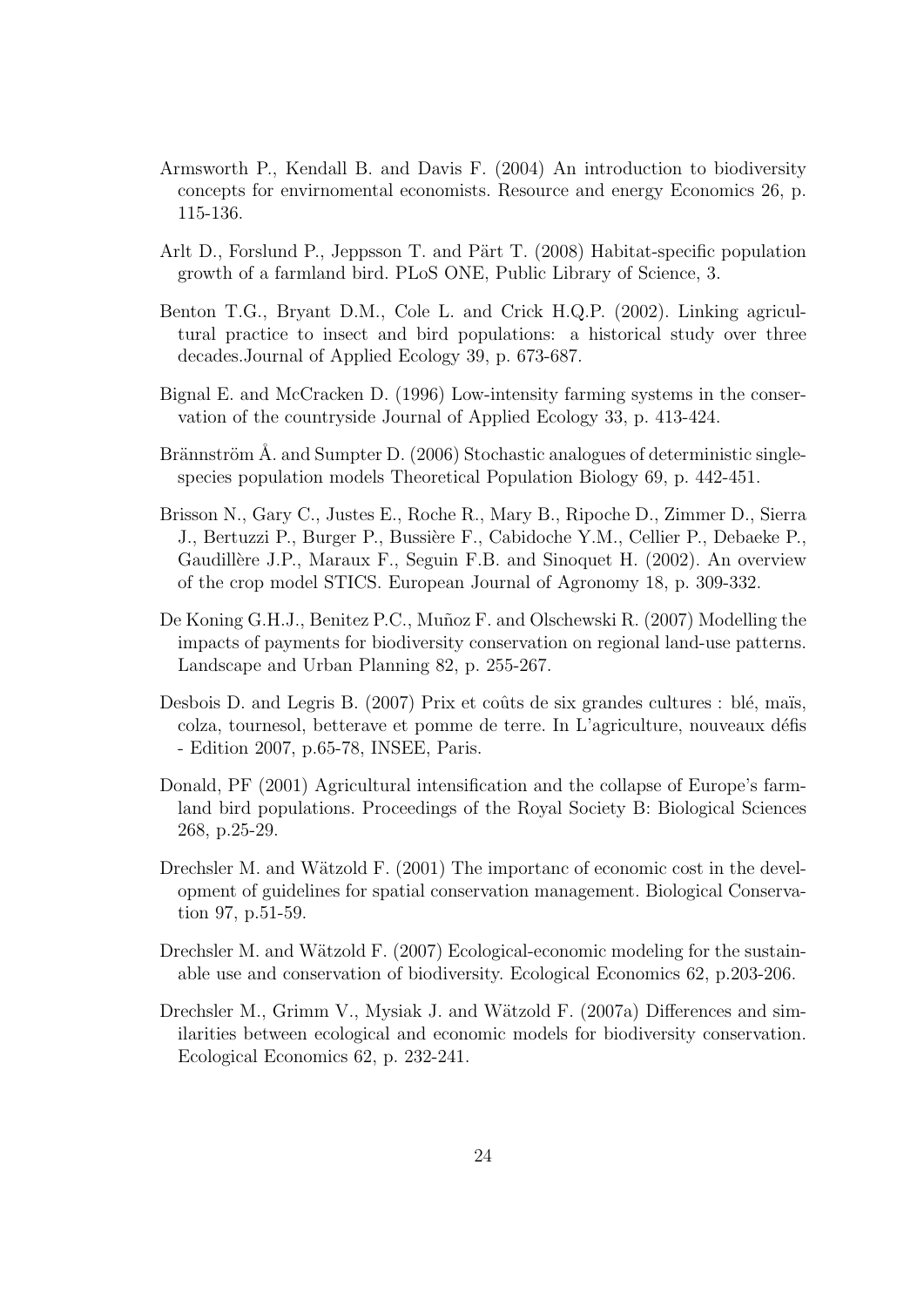Armsworth P., Kendall B. and Davis F. (2004) An introduction to biodiversity concepts for envirnomental economists. Resource and energy Economics 26, p. 115-136.

Arlt D., Forslund P., Jeppsson T. and Pärt T. (2008) Habitat-specific population growth of a farmland bird. PLoS ONE, Public Library of Science, 3.

Benton T.G., Bryant D.M., Cole L. and Crick H.Q.P. (2002). Linking agricultural practice to insect and bird populations: a historical study over three decades.Journal of Applied Ecology 39, p. 673-687.

Bignal E. and McCracken D. (1996) Low-intensity farming systems in the conservation of the countryside Journal of Applied Ecology 33, p. 413-424.

Brännström Å. and Sumpter D. (2006) Stochastic analogues of deterministic single-species population models Theoretical Population Biology 69, p. 442-451.

Brisson N., Gary C., Justes E., Roche R., Mary B., Ripoche D., Zimmer D., Sierra J., Bertuzzi P., Burger P., Bussière F., Cabidoche Y.M., Cellier P., Debaeke P., Gaudillère J.P., Maraux F., Seguin F.B. and Sinoquet H. (2002). An overview of the crop model STICS. European Journal of Agronomy 18, p. 309-332.

De Koning G.H.J., Benitez P.C., Muñoz F. and Olschewski R. (2007) Modelling the impacts of payments for biodiversity conservation on regional land-use patterns. Landscape and Urban Planning 82, p. 255-267.

Desbois D. and Legris B. (2007) Prix et coûts de six grandes cultures : blé, maïs, colza, tournesol, betterave et pomme de terre. In L'agriculture, nouveaux défis - Edition 2007, p.65-78, INSEE, Paris.

Donald, PF (2001) Agricultural intensification and the collapse of Europe's farmland bird populations. Proceedings of the Royal Society B: Biological Sciences 268, p.25-29.

Drechsler M. and Wätzold F. (2001) The importanc of economic cost in the development of guidelines for spatial conservation management. Biological Conservation 97, p.51-59.

Drechsler M. and Wätzold F. (2007) Ecological-economic modeling for the sustainable use and conservation of biodiversity. Ecological Economics 62, p.203-206.

Drechsler M., Grimm V., Mysiak J. and Wätzold F. (2007a) Differences and similarities between ecological and economic models for biodiversity conservation. Ecological Economics 62, p. 232-241.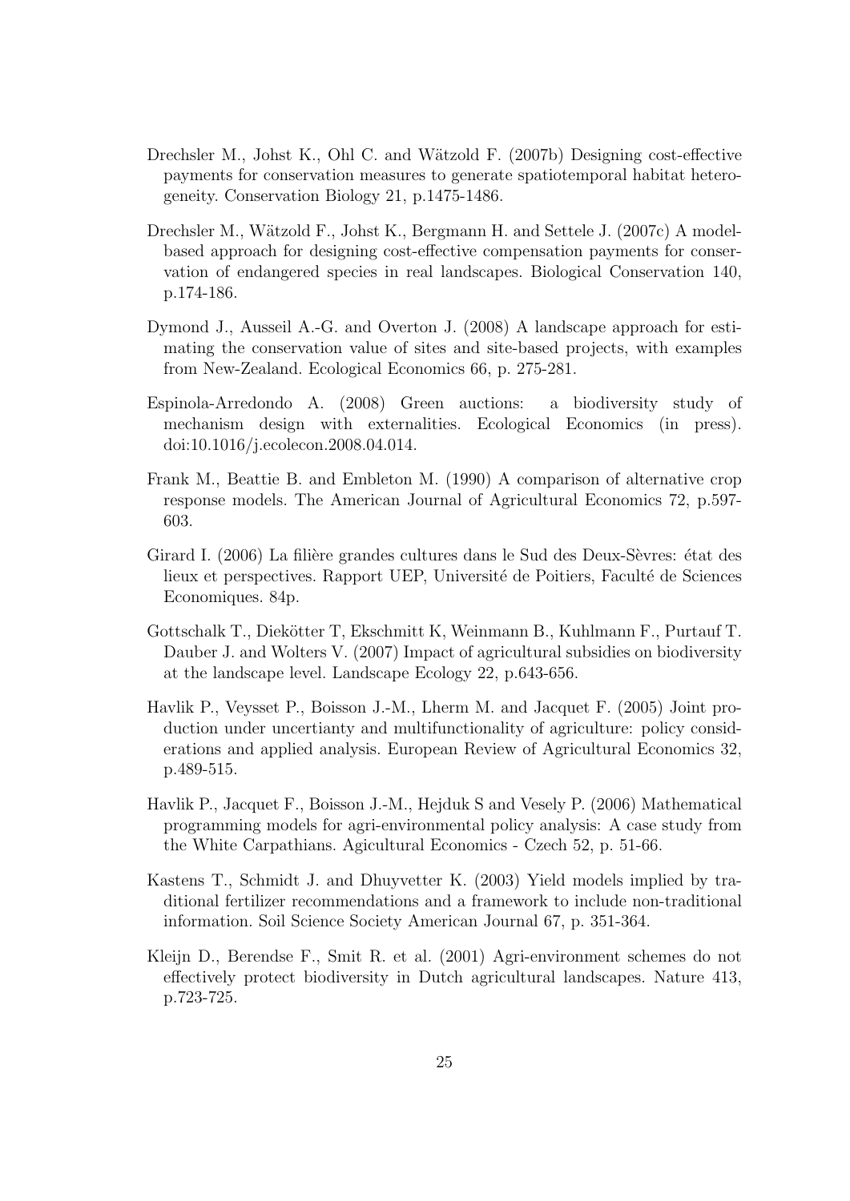Drechsler M., Johst K., Ohl C. and Wätzold F. (2007b) Designing cost-effective payments for conservation measures to generate spatiotemporal habitat heterogeneity. Conservation Biology 21, p.1475-1486.

Drechsler M., Wätzold F., Johst K., Bergmann H. and Settele J. (2007c) A model-based approach for designing cost-effective compensation payments for conservation of endangered species in real landscapes. Biological Conservation 140, p.174-186.

Dymond J., Ausseil A.-G. and Overton J. (2008) A landscape approach for estimating the conservation value of sites and site-based projects, with examples from New-Zealand. Ecological Economics 66, p. 275-281.

Espinola-Arredondo A. (2008) Green auctions: a biodiversity study of mechanism design with externalities. Ecological Economics (in press). doi:10.1016/j.ecolecon.2008.04.014.

Frank M., Beattie B. and Embleton M. (1990) A comparison of alternative crop response models. The American Journal of Agricultural Economics 72, p.597-603.

Girard I. (2006) La filière grandes cultures dans le Sud des Deux-Sèvres: état des lieux et perspectives. Rapport UEP, Université de Poitiers, Faculté de Sciences Economiques. 84p.

Gottschalk T., Diekötter T, Ekschmitt K, Weinmann B., Kuhlmann F., Purtauf T. Dauber J. and Wolters V. (2007) Impact of agricultural subsidies on biodiversity at the landscape level. Landscape Ecology 22, p.643-656.

Havlik P., Veysset P., Boisson J.-M., Lherm M. and Jacquet F. (2005) Joint production under uncertianty and multifunctionality of agriculture: policy considerations and applied analysis. European Review of Agricultural Economics 32, p.489-515.

Havlik P., Jacquet F., Boisson J.-M., Hejduk S and Vesely P. (2006) Mathematical programming models for agri-environmental policy analysis: A case study from the White Carpathians. Agicultural Economics - Czech 52, p. 51-66.

Kastens T., Schmidt J. and Dhuyvetter K. (2003) Yield models implied by traditional fertilizer recommendations and a framework to include non-traditional information. Soil Science Society American Journal 67, p. 351-364.

Kleijn D., Berendse F., Smit R. et al. (2001) Agri-environment schemes do not effectively protect biodiversity in Dutch agricultural landscapes. Nature 413, p.723-725.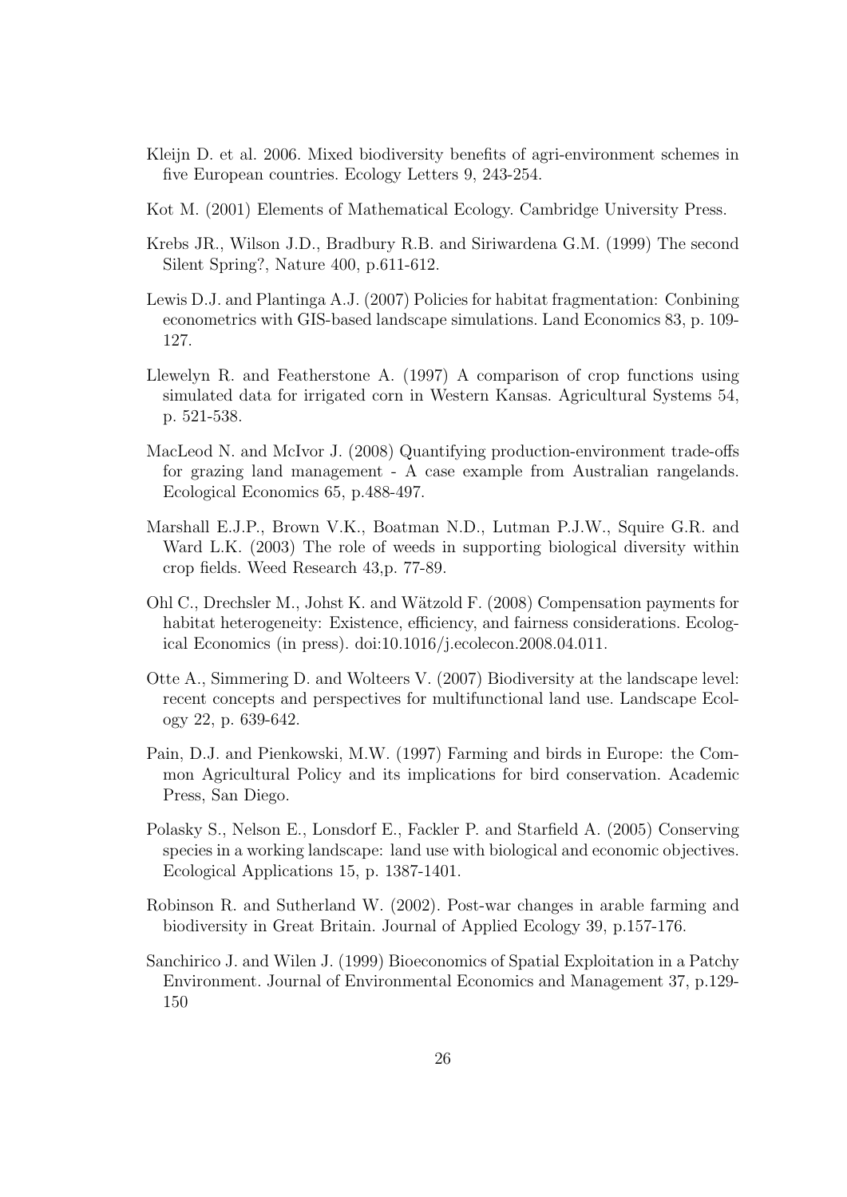Kleijn D. et al. 2006. Mixed biodiversity benefits of agri-environment schemes in five European countries. Ecology Letters 9, 243-254.

Kot M. (2001) Elements of Mathematical Ecology. Cambridge University Press.

Krebs JR., Wilson J.D., Bradbury R.B. and Siriwardena G.M. (1999) The second Silent Spring?, Nature 400, p.611-612.

Lewis D.J. and Plantinga A.J. (2007) Policies for habitat fragmentation: Conbining econometrics with GIS-based landscape simulations. Land Economics 83, p. 109-127.

Llewelyn R. and Featherstone A. (1997) A comparison of crop functions using simulated data for irrigated corn in Western Kansas. Agricultural Systems 54, p. 521-538.

MacLeod N. and McIvor J. (2008) Quantifying production-environment trade-offs for grazing land management - A case example from Australian rangelands. Ecological Economics 65, p.488-497.

Marshall E.J.P., Brown V.K., Boatman N.D., Lutman P.J.W., Squire G.R. and Ward L.K. (2003) The role of weeds in supporting biological diversity within crop fields. Weed Research 43,p. 77-89.

Ohl C., Drechsler M., Johst K. and Wätzold F. (2008) Compensation payments for habitat heterogeneity: Existence, efficiency, and fairness considerations. Ecological Economics (in press). doi:10.1016/j.ecolecon.2008.04.011.

Otte A., Simmering D. and Wolteers V. (2007) Biodiversity at the landscape level: recent concepts and perspectives for multifunctional land use. Landscape Ecology 22, p. 639-642.

Pain, D.J. and Pienkowski, M.W. (1997) Farming and birds in Europe: the Common Agricultural Policy and its implications for bird conservation. Academic Press, San Diego.

Polasky S., Nelson E., Lonsdorf E., Fackler P. and Starfield A. (2005) Conserving species in a working landscape: land use with biological and economic objectives. Ecological Applications 15, p. 1387-1401.

Robinson R. and Sutherland W. (2002). Post-war changes in arable farming and biodiversity in Great Britain. Journal of Applied Ecology 39, p.157-176.

Sanchirico J. and Wilen J. (1999) Bioeconomics of Spatial Exploitation in a Patchy Environment. Journal of Environmental Economics and Management 37, p.129-150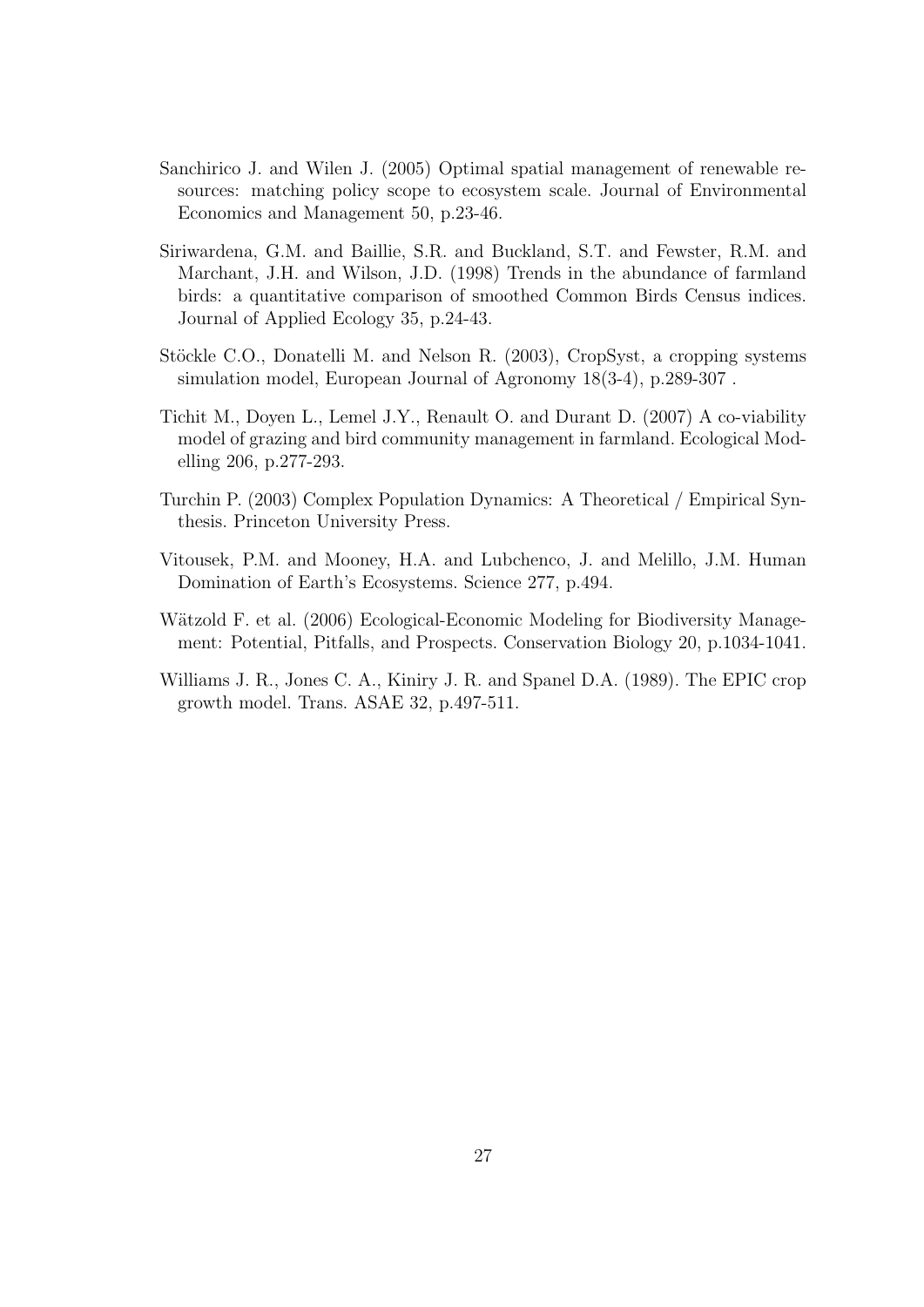Sanchirico J. and Wilen J. (2005) Optimal spatial management of renewable resources: matching policy scope to ecosystem scale. Journal of Environmental Economics and Management 50, p.23-46.

Siriwardena, G.M. and Baillie, S.R. and Buckland, S.T. and Fewster, R.M. and Marchant, J.H. and Wilson, J.D. (1998) Trends in the abundance of farmland birds: a quantitative comparison of smoothed Common Birds Census indices. Journal of Applied Ecology 35, p.24-43.

Stöckle C.O., Donatelli M. and Nelson R. (2003), CropSyst, a cropping systems simulation model, European Journal of Agronomy 18(3-4), p.289-307 .

Tichit M., Doyen L., Lemel J.Y., Renault O. and Durant D. (2007) A co-viability model of grazing and bird community management in farmland. Ecological Modelling 206, p.277-293.

Turchin P. (2003) Complex Population Dynamics: A Theoretical / Empirical Synthesis. Princeton University Press.

Vitousek, P.M. and Mooney, H.A. and Lubchenco, J. and Melillo, J.M. Human Domination of Earth's Ecosystems. Science 277, p.494.

Wätzold F. et al. (2006) Ecological-Economic Modeling for Biodiversity Management: Potential, Pitfalls, and Prospects. Conservation Biology 20, p.1034-1041.

Williams J. R., Jones C. A., Kiniry J. R. and Spanel D.A. (1989). The EPIC crop growth model. Trans. ASAE 32, p.497-511.